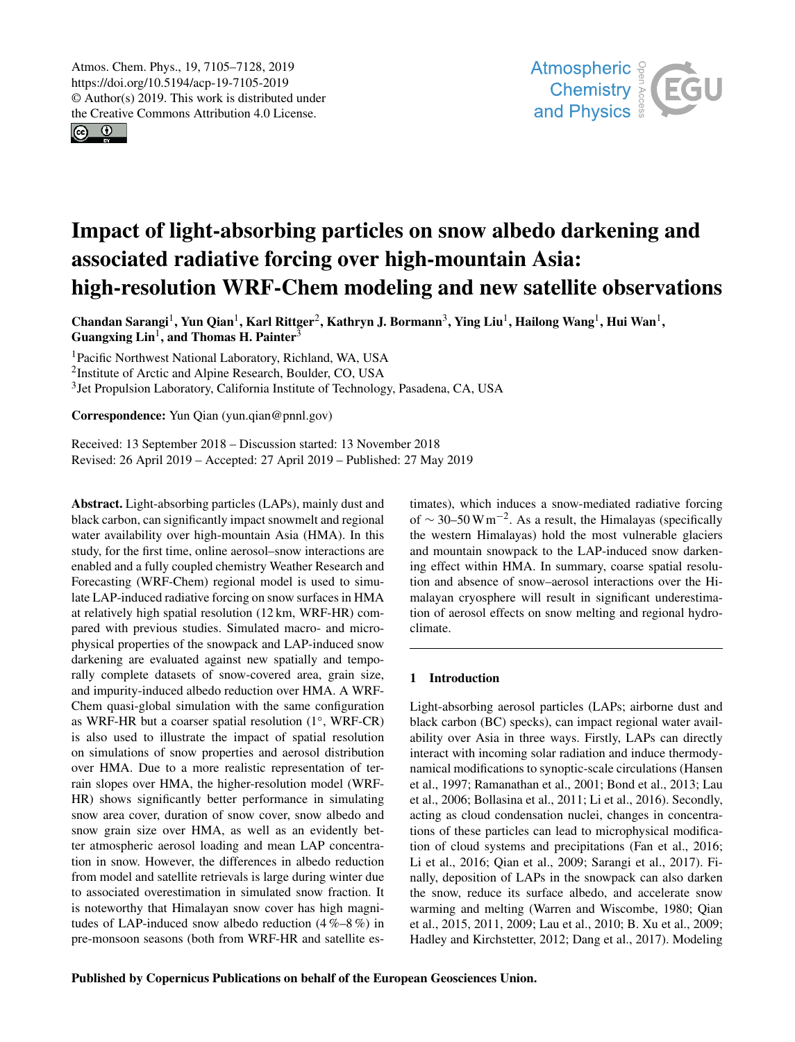Atmos. Chem. Phys., 19, 7105–7128, 2019
https://doi.org/10.5194/acp-19-7105-2019
© Author(s) 2019. This work is distributed under
the Creative Commons Attribution 4.0 License.

# Impact of light-absorbing particles on snow albedo darkening and associated radiative forcing over high-mountain Asia: high-resolution WRF-Chem modeling and new satellite observations

**Chandan Sarangi[1], Yun Qian[1], Karl Rittger[2], Kathryn J. Bormann[3], Ying Liu[1], Hailong Wang[1], Hui Wan[1], Guangxing Lin[1], and Thomas H. Painter[3]**

[1]Pacific Northwest National Laboratory, Richland, WA, USA
[2]Institute of Arctic and Alpine Research, Boulder, CO, USA
[3]Jet Propulsion Laboratory, California Institute of Technology, Pasadena, CA, USA

**Correspondence:** Yun Qian (yun.qian@pnnl.gov)

Received: 13 September 2018 – Discussion started: 13 November 2018
Revised: 26 April 2019 – Accepted: 27 April 2019 – Published: 27 May 2019

**Abstract.** Light-absorbing particles (LAPs), mainly dust and black carbon, can significantly impact snowmelt and regional water availability over high-mountain Asia (HMA). In this study, for the first time, online aerosol–snow interactions are enabled and a fully coupled chemistry Weather Research and Forecasting (WRF-Chem) regional model is used to simulate LAP-induced radiative forcing on snow surfaces in HMA at relatively high spatial resolution (12 km, WRF-HR) compared with previous studies. Simulated macro- and microphysical properties of the snowpack and LAP-induced snow darkening are evaluated against new spatially and temporally complete datasets of snow-covered area, grain size, and impurity-induced albedo reduction over HMA. A WRF-Chem quasi-global simulation with the same configuration as WRF-HR but a coarser spatial resolution (1°, WRF-CR) is also used to illustrate the impact of spatial resolution on simulations of snow properties and aerosol distribution over HMA. Due to a more realistic representation of terrain slopes over HMA, the higher-resolution model (WRF-HR) shows significantly better performance in simulating snow area cover, duration of snow cover, snow albedo and snow grain size over HMA, as well as an evidently better atmospheric aerosol loading and mean LAP concentration in snow. However, the differences in albedo reduction from model and satellite retrievals is large during winter due to associated overestimation in simulated snow fraction. It is noteworthy that Himalayan snow cover has high magnitudes of LAP-induced snow albedo reduction (4 %–8 %) in pre-monsoon seasons (both from WRF-HR and satellite estimates), which induces a snow-mediated radiative forcing of $\sim 30$–$50\,\mathrm{W\,m^{-2}}$. As a result, the Himalayas (specifically the western Himalayas) hold the most vulnerable glaciers and mountain snowpack to the LAP-induced snow darkening effect within HMA. In summary, coarse spatial resolution and absence of snow–aerosol interactions over the Himalayan cryosphere will result in significant underestimation of aerosol effects on snow melting and regional hydroclimate.

## 1 Introduction

Light-absorbing aerosol particles (LAPs; airborne dust and black carbon (BC) specks), can impact regional water availability over Asia in three ways. Firstly, LAPs can directly interact with incoming solar radiation and induce thermodynamical modifications to synoptic-scale circulations (Hansen et al., 1997; Ramanathan et al., 2001; Bond et al., 2013; Lau et al., 2006; Bollasina et al., 2011; Li et al., 2016). Secondly, acting as cloud condensation nuclei, changes in concentrations of these particles can lead to microphysical modification of cloud systems and precipitations (Fan et al., 2016; Li et al., 2016; Qian et al., 2009; Sarangi et al., 2017). Finally, deposition of LAPs in the snowpack can also darken the snow, reduce its surface albedo, and accelerate snow warming and melting (Warren and Wiscombe, 1980; Qian et al., 2015, 2011, 2009; Lau et al., 2010; B. Xu et al., 2009; Hadley and Kirchstetter, 2012; Dang et al., 2017). Modeling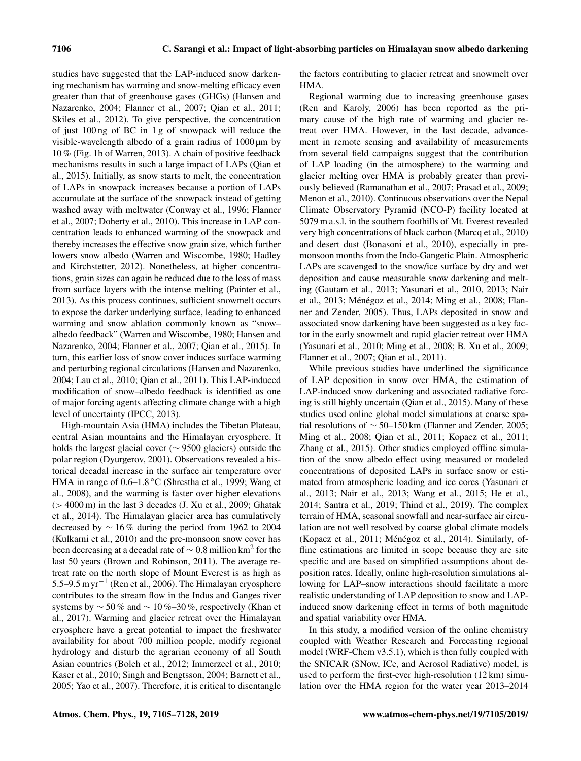studies have suggested that the LAP-induced snow darkening mechanism has warming and snow-melting efficacy even greater than that of greenhouse gases (GHGs) (Hansen and Nazarenko, 2004; Flanner et al., 2007; Qian et al., 2011; Skiles et al., 2012). To give perspective, the concentration of just 100 ng of BC in 1 g of snowpack will reduce the visible-wavelength albedo of a grain radius of 1000 µm by 10 % (Fig. 1b of Warren, 2013). A chain of positive feedback mechanisms results in such a large impact of LAPs (Qian et al., 2015). Initially, as snow starts to melt, the concentration of LAPs in snowpack increases because a portion of LAPs accumulate at the surface of the snowpack instead of getting washed away with meltwater (Conway et al., 1996; Flanner et al., 2007; Doherty et al., 2010). This increase in LAP concentration leads to enhanced warming of the snowpack and thereby increases the effective snow grain size, which further lowers snow albedo (Warren and Wiscombe, 1980; Hadley and Kirchstetter, 2012). Nonetheless, at higher concentrations, grain sizes can again be reduced due to the loss of mass from surface layers with the intense melting (Painter et al., 2013). As this process continues, sufficient snowmelt occurs to expose the darker underlying surface, leading to enhanced warming and snow ablation commonly known as "snow–albedo feedback" (Warren and Wiscombe, 1980; Hansen and Nazarenko, 2004; Flanner et al., 2007; Qian et al., 2015). In turn, this earlier loss of snow cover induces surface warming and perturbing regional circulations (Hansen and Nazarenko, 2004; Lau et al., 2010; Qian et al., 2011). This LAP-induced modification of snow–albedo feedback is identified as one of major forcing agents affecting climate change with a high level of uncertainty (IPCC, 2013).

High-mountain Asia (HMA) includes the Tibetan Plateau, central Asian mountains and the Himalayan cryosphere. It holds the largest glacial cover ($\sim$ 9500 glaciers) outside the polar region (Dyurgerov, 2001). Observations revealed a historical decadal increase in the surface air temperature over HMA in range of 0.6–1.8 °C (Shrestha et al., 1999; Wang et al., 2008), and the warming is faster over higher elevations ($>$ 4000 m) in the last 3 decades (J. Xu et al., 2009; Ghatak et al., 2014). The Himalayan glacier area has cumulatively decreased by $\sim$ 16 % during the period from 1962 to 2004 (Kulkarni et al., 2010) and the pre-monsoon snow cover has been decreasing at a decadal rate of $\sim$ 0.8 million km$^2$ for the last 50 years (Brown and Robinson, 2011). The average retreat rate on the north slope of Mount Everest is as high as 5.5–9.5 m yr$^{-1}$ (Ren et al., 2006). The Himalayan cryosphere contributes to the stream flow in the Indus and Ganges river systems by $\sim$ 50 % and $\sim$ 10 %–30 %, respectively (Khan et al., 2017). Warming and glacier retreat over the Himalayan cryosphere have a great potential to impact the freshwater availability for about 700 million people, modify regional hydrology and disturb the agrarian economy of all South Asian countries (Bolch et al., 2012; Immerzeel et al., 2010; Kaser et al., 2010; Singh and Bengtsson, 2004; Barnett et al., 2005; Yao et al., 2007). Therefore, it is critical to disentangle the factors contributing to glacier retreat and snowmelt over HMA.

Regional warming due to increasing greenhouse gases (Ren and Karoly, 2006) has been reported as the primary cause of the high rate of warming and glacier retreat over HMA. However, in the last decade, advancement in remote sensing and availability of measurements from several field campaigns suggest that the contribution of LAP loading (in the atmosphere) to the warming and glacier melting over HMA is probably greater than previously believed (Ramanathan et al., 2007; Prasad et al., 2009; Menon et al., 2010). Continuous observations over the Nepal Climate Observatory Pyramid (NCO-P) facility located at 5079 m a.s.l. in the southern foothills of Mt. Everest revealed very high concentrations of black carbon (Marcq et al., 2010) and desert dust (Bonasoni et al., 2010), especially in premonsoon months from the Indo-Gangetic Plain. Atmospheric LAPs are scavenged to the snow/ice surface by dry and wet deposition and cause measurable snow darkening and melting (Gautam et al., 2013; Yasunari et al., 2010, 2013; Nair et al., 2013; Ménégoz et al., 2014; Ming et al., 2008; Flanner and Zender, 2005). Thus, LAPs deposited in snow and associated snow darkening have been suggested as a key factor in the early snowmelt and rapid glacier retreat over HMA (Yasunari et al., 2010; Ming et al., 2008; B. Xu et al., 2009; Flanner et al., 2007; Qian et al., 2011).

While previous studies have underlined the significance of LAP deposition in snow over HMA, the estimation of LAP-induced snow darkening and associated radiative forcing is still highly uncertain (Qian et al., 2015). Many of these studies used online global model simulations at coarse spatial resolutions of $\sim$ 50–150 km (Flanner and Zender, 2005; Ming et al., 2008; Qian et al., 2011; Kopacz et al., 2011; Zhang et al., 2015). Other studies employed offline simulation of the snow albedo effect using measured or modeled concentrations of deposited LAPs in surface snow or estimated from atmospheric loading and ice cores (Yasunari et al., 2013; Nair et al., 2013; Wang et al., 2015; He et al., 2014; Santra et al., 2019; Thind et al., 2019). The complex terrain of HMA, seasonal snowfall and near-surface air circulation are not well resolved by coarse global climate models (Kopacz et al., 2011; Ménégoz et al., 2014). Similarly, offline estimations are limited in scope because they are site specific and are based on simplified assumptions about deposition rates. Ideally, online high-resolution simulations allowing for LAP–snow interactions should facilitate a more realistic understanding of LAP deposition to snow and LAP-induced snow darkening effect in terms of both magnitude and spatial variability over HMA.

In this study, a modified version of the online chemistry coupled with Weather Research and Forecasting regional model (WRF-Chem v3.5.1), which is then fully coupled with the SNICAR (SNow, ICe, and Aerosol Radiative) model, is used to perform the first-ever high-resolution (12 km) simulation over the HMA region for the water year 2013–2014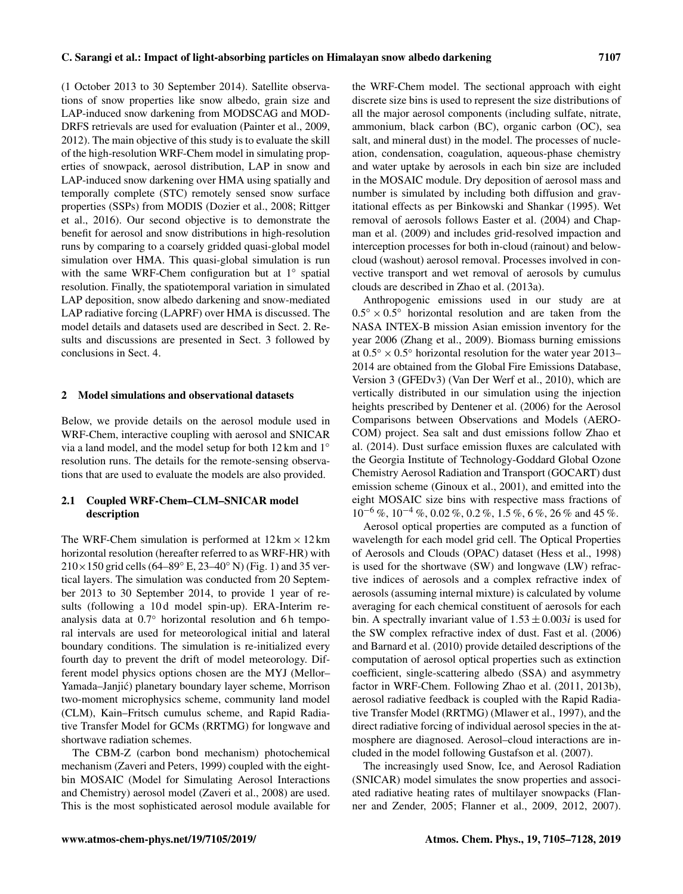(1 October 2013 to 30 September 2014). Satellite observations of snow properties like snow albedo, grain size and LAP-induced snow darkening from MODSCAG and MOD-DRFS retrievals are used for evaluation (Painter et al., 2009, 2012). The main objective of this study is to evaluate the skill of the high-resolution WRF-Chem model in simulating properties of snowpack, aerosol distribution, LAP in snow and LAP-induced snow darkening over HMA using spatially and temporally complete (STC) remotely sensed snow surface properties (SSPs) from MODIS (Dozier et al., 2008; Rittger et al., 2016). Our second objective is to demonstrate the benefit for aerosol and snow distributions in high-resolution runs by comparing to a coarsely gridded quasi-global model simulation over HMA. This quasi-global simulation is run with the same WRF-Chem configuration but at 1° spatial resolution. Finally, the spatiotemporal variation in simulated LAP deposition, snow albedo darkening and snow-mediated LAP radiative forcing (LAPRF) over HMA is discussed. The model details and datasets used are described in Sect. 2. Results and discussions are presented in Sect. 3 followed by conclusions in Sect. 4.

## 2 Model simulations and observational datasets

Below, we provide details on the aerosol module used in WRF-Chem, interactive coupling with aerosol and SNICAR via a land model, and the model setup for both 12 km and 1° resolution runs. The details for the remote-sensing observations that are used to evaluate the models are also provided.

### 2.1 Coupled WRF-Chem–CLM–SNICAR model description

The WRF-Chem simulation is performed at 12 km × 12 km horizontal resolution (hereafter referred to as WRF-HR) with 210×150 grid cells (64–89° E, 23–40° N) (Fig. 1) and 35 vertical layers. The simulation was conducted from 20 September 2013 to 30 September 2014, to provide 1 year of results (following a 10 d model spin-up). ERA-Interim reanalysis data at 0.7° horizontal resolution and 6 h temporal intervals are used for meteorological initial and lateral boundary conditions. The simulation is re-initialized every fourth day to prevent the drift of model meteorology. Different model physics options chosen are the MYJ (Mellor–Yamada–Janjić) planetary boundary layer scheme, Morrison two-moment microphysics scheme, community land model (CLM), Kain–Fritsch cumulus scheme, and Rapid Radiative Transfer Model for GCMs (RRTMG) for longwave and shortwave radiation schemes.

The CBM-Z (carbon bond mechanism) photochemical mechanism (Zaveri and Peters, 1999) coupled with the eight-bin MOSAIC (Model for Simulating Aerosol Interactions and Chemistry) aerosol model (Zaveri et al., 2008) are used. This is the most sophisticated aerosol module available for the WRF-Chem model. The sectional approach with eight discrete size bins is used to represent the size distributions of all the major aerosol components (including sulfate, nitrate, ammonium, black carbon (BC), organic carbon (OC), sea salt, and mineral dust) in the model. The processes of nucleation, condensation, coagulation, aqueous-phase chemistry and water uptake by aerosols in each bin size are included in the MOSAIC module. Dry deposition of aerosol mass and number is simulated by including both diffusion and gravitational effects as per Binkowski and Shankar (1995). Wet removal of aerosols follows Easter et al. (2004) and Chapman et al. (2009) and includes grid-resolved impaction and interception processes for both in-cloud (rainout) and below-cloud (washout) aerosol removal. Processes involved in convective transport and wet removal of aerosols by cumulus clouds are described in Zhao et al. (2013a).

Anthropogenic emissions used in our study are at $0.5° \times 0.5°$ horizontal resolution and are taken from the NASA INTEX-B mission Asian emission inventory for the year 2006 (Zhang et al., 2009). Biomass burning emissions at $0.5° \times 0.5°$ horizontal resolution for the water year 2013–2014 are obtained from the Global Fire Emissions Database, Version 3 (GFEDv3) (Van Der Werf et al., 2010), which are vertically distributed in our simulation using the injection heights prescribed by Dentener et al. (2006) for the Aerosol Comparisons between Observations and Models (AEROCOM) project. Sea salt and dust emissions follow Zhao et al. (2014). Dust surface emission fluxes are calculated with the Georgia Institute of Technology-Goddard Global Ozone Chemistry Aerosol Radiation and Transport (GOCART) dust emission scheme (Ginoux et al., 2001), and emitted into the eight MOSAIC size bins with respective mass fractions of $10^{-6}$ %, $10^{-4}$ %, 0.02 %, 0.2 %, 1.5 %, 6 %, 26 % and 45 %.

Aerosol optical properties are computed as a function of wavelength for each model grid cell. The Optical Properties of Aerosols and Clouds (OPAC) dataset (Hess et al., 1998) is used for the shortwave (SW) and longwave (LW) refractive indices of aerosols and a complex refractive index of aerosols (assuming internal mixture) is calculated by volume averaging for each chemical constituent of aerosols for each bin. A spectrally invariant value of $1.53 \pm 0.003i$ is used for the SW complex refractive index of dust. Fast et al. (2006) and Barnard et al. (2010) provide detailed descriptions of the computation of aerosol optical properties such as extinction coefficient, single-scattering albedo (SSA) and asymmetry factor in WRF-Chem. Following Zhao et al. (2011, 2013b), aerosol radiative feedback is coupled with the Rapid Radiative Transfer Model (RRTMG) (Mlawer et al., 1997), and the direct radiative forcing of individual aerosol species in the atmosphere are diagnosed. Aerosol–cloud interactions are included in the model following Gustafson et al. (2007).

The increasingly used Snow, Ice, and Aerosol Radiation (SNICAR) model simulates the snow properties and associated radiative heating rates of multilayer snowpacks (Flanner and Zender, 2005; Flanner et al., 2009, 2012, 2007).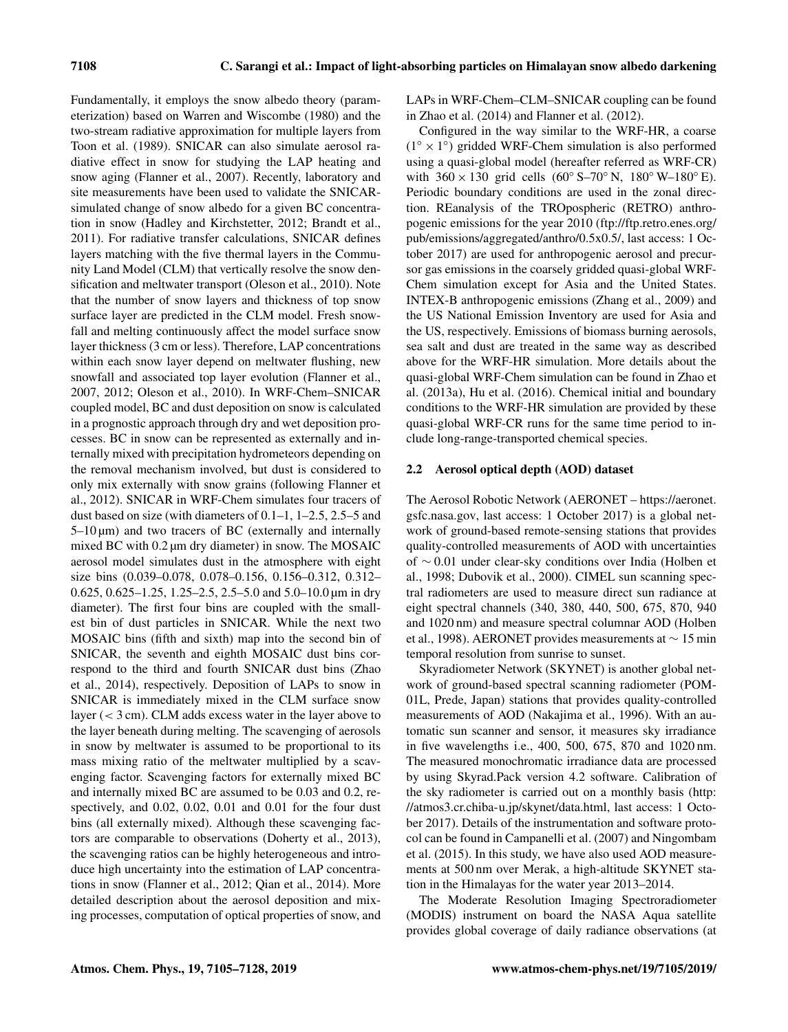Fundamentally, it employs the snow albedo theory (parameterization) based on Warren and Wiscombe (1980) and the two-stream radiative approximation for multiple layers from Toon et al. (1989). SNICAR can also simulate aerosol radiative effect in snow for studying the LAP heating and snow aging (Flanner et al., 2007). Recently, laboratory and site measurements have been used to validate the SNICAR-simulated change of snow albedo for a given BC concentration in snow (Hadley and Kirchstetter, 2012; Brandt et al., 2011). For radiative transfer calculations, SNICAR defines layers matching with the five thermal layers in the Community Land Model (CLM) that vertically resolve the snow densification and meltwater transport (Oleson et al., 2010). Note that the number of snow layers and thickness of top snow surface layer are predicted in the CLM model. Fresh snowfall and melting continuously affect the model surface snow layer thickness (3 cm or less). Therefore, LAP concentrations within each snow layer depend on meltwater flushing, new snowfall and associated top layer evolution (Flanner et al., 2007, 2012; Oleson et al., 2010). In WRF-Chem–SNICAR coupled model, BC and dust deposition on snow is calculated in a prognostic approach through dry and wet deposition processes. BC in snow can be represented as externally and internally mixed with precipitation hydrometeors depending on the removal mechanism involved, but dust is considered to only mix externally with snow grains (following Flanner et al., 2012). SNICAR in WRF-Chem simulates four tracers of dust based on size (with diameters of 0.1–1, 1–2.5, 2.5–5 and 5–10 µm) and two tracers of BC (externally and internally mixed BC with 0.2 µm dry diameter) in snow. The MOSAIC aerosol model simulates dust in the atmosphere with eight size bins (0.039–0.078, 0.078–0.156, 0.156–0.312, 0.312–0.625, 0.625–1.25, 1.25–2.5, 2.5–5.0 and 5.0–10.0 µm in dry diameter). The first four bins are coupled with the smallest bin of dust particles in SNICAR. While the next two MOSAIC bins (fifth and sixth) map into the second bin of SNICAR, the seventh and eighth MOSAIC dust bins correspond to the third and fourth SNICAR dust bins (Zhao et al., 2014), respectively. Deposition of LAPs to snow in SNICAR is immediately mixed in the CLM surface snow layer ($< 3$ cm). CLM adds excess water in the layer above to the layer beneath during melting. The scavenging of aerosols in snow by meltwater is assumed to be proportional to its mass mixing ratio of the meltwater multiplied by a scavenging factor. Scavenging factors for externally mixed BC and internally mixed BC are assumed to be 0.03 and 0.2, respectively, and 0.02, 0.02, 0.01 and 0.01 for the four dust bins (all externally mixed). Although these scavenging factors are comparable to observations (Doherty et al., 2013), the scavenging ratios can be highly heterogeneous and introduce high uncertainty into the estimation of LAP concentrations in snow (Flanner et al., 2012; Qian et al., 2014). More detailed description about the aerosol deposition and mixing processes, computation of optical properties of snow, and LAPs in WRF-Chem–CLM–SNICAR coupling can be found in Zhao et al. (2014) and Flanner et al. (2012).

Configured in the way similar to the WRF-HR, a coarse ($1^\circ \times 1^\circ$) gridded WRF-Chem simulation is also performed using a quasi-global model (hereafter referred as WRF-CR) with $360 \times 130$ grid cells (60° S–70° N, 180° W–180° E). Periodic boundary conditions are used in the zonal direction. REanalysis of the TROpospheric (RETRO) anthropogenic emissions for the year 2010 (ftp://ftp.retro.enes.org/pub/emissions/aggregated/anthro/0.5x0.5/, last access: 1 October 2017) are used for anthropogenic aerosol and precursor gas emissions in the coarsely gridded quasi-global WRF-Chem simulation except for Asia and the United States. INTEX-B anthropogenic emissions (Zhang et al., 2009) and the US National Emission Inventory are used for Asia and the US, respectively. Emissions of biomass burning aerosols, sea salt and dust are treated in the same way as described above for the WRF-HR simulation. More details about the quasi-global WRF-Chem simulation can be found in Zhao et al. (2013a), Hu et al. (2016). Chemical initial and boundary conditions to the WRF-HR simulation are provided by these quasi-global WRF-CR runs for the same time period to include long-range-transported chemical species.

### 2.2 Aerosol optical depth (AOD) dataset

The Aerosol Robotic Network (AERONET – https://aeronet.gsfc.nasa.gov, last access: 1 October 2017) is a global network of ground-based remote-sensing stations that provides quality-controlled measurements of AOD with uncertainties of $\sim 0.01$ under clear-sky conditions over India (Holben et al., 1998; Dubovik et al., 2000). CIMEL sun scanning spectral radiometers are used to measure direct sun radiance at eight spectral channels (340, 380, 440, 500, 675, 870, 940 and 1020 nm) and measure spectral columnar AOD (Holben et al., 1998). AERONET provides measurements at $\sim 15$ min temporal resolution from sunrise to sunset.

Skyradiometer Network (SKYNET) is another global network of ground-based spectral scanning radiometer (POM-01L, Prede, Japan) stations that provides quality-controlled measurements of AOD (Nakajima et al., 1996). With an automatic sun scanner and sensor, it measures sky irradiance in five wavelengths i.e., 400, 500, 675, 870 and 1020 nm. The measured monochromatic irradiance data are processed by using Skyrad.Pack version 4.2 software. Calibration of the sky radiometer is carried out on a monthly basis (http://atmos3.cr.chiba-u.jp/skynet/data.html, last access: 1 October 2017). Details of the instrumentation and software protocol can be found in Campanelli et al. (2007) and Ningombam et al. (2015). In this study, we have also used AOD measurements at 500 nm over Merak, a high-altitude SKYNET station in the Himalayas for the water year 2013–2014.

The Moderate Resolution Imaging Spectroradiometer (MODIS) instrument on board the NASA Aqua satellite provides global coverage of daily radiance observations (at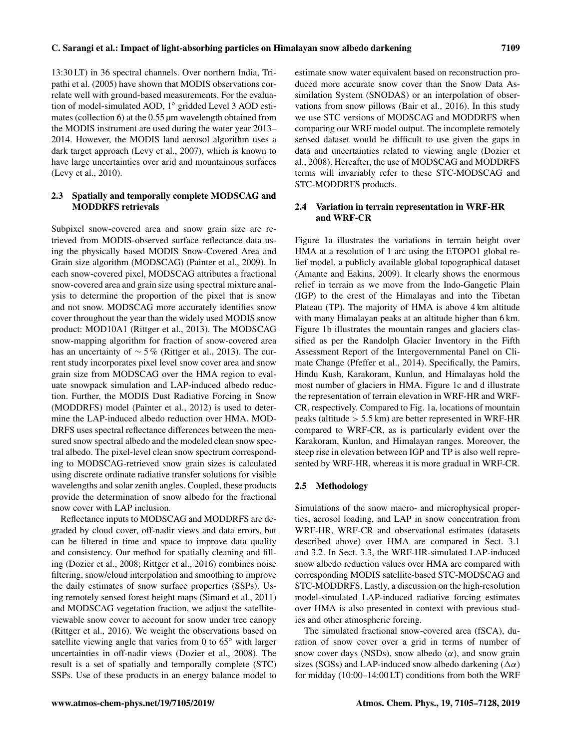13:30 LT) in 36 spectral channels. Over northern India, Tripathi et al. (2005) have shown that MODIS observations correlate well with ground-based measurements. For the evaluation of model-simulated AOD, 1° gridded Level 3 AOD estimates (collection 6) at the 0.55 µm wavelength obtained from the MODIS instrument are used during the water year 2013–2014. However, the MODIS land aerosol algorithm uses a dark target approach (Levy et al., 2007), which is known to have large uncertainties over arid and mountainous surfaces (Levy et al., 2010).

### 2.3 Spatially and temporally complete MODSCAG and MODDRFS retrievals

Subpixel snow-covered area and snow grain size are retrieved from MODIS-observed surface reflectance data using the physically based MODIS Snow-Covered Area and Grain size algorithm (MODSCAG) (Painter et al., 2009). In each snow-covered pixel, MODSCAG attributes a fractional snow-covered area and grain size using spectral mixture analysis to determine the proportion of the pixel that is snow and not snow. MODSCAG more accurately identifies snow cover throughout the year than the widely used MODIS snow product: MOD10A1 (Rittger et al., 2013). The MODSCAG snow-mapping algorithm for fraction of snow-covered area has an uncertainty of $\sim 5\,\%$ (Rittger et al., 2013). The current study incorporates pixel level snow cover area and snow grain size from MODSCAG over the HMA region to evaluate snowpack simulation and LAP-induced albedo reduction. Further, the MODIS Dust Radiative Forcing in Snow (MODDRFS) model (Painter et al., 2012) is used to determine the LAP-induced albedo reduction over HMA. MODDRFS uses spectral reflectance differences between the measured snow spectral albedo and the modeled clean snow spectral albedo. The pixel-level clean snow spectrum corresponding to MODSCAG-retrieved snow grain sizes is calculated using discrete ordinate radiative transfer solutions for visible wavelengths and solar zenith angles. Coupled, these products provide the determination of snow albedo for the fractional snow cover with LAP inclusion.

Reflectance inputs to MODSCAG and MODDRFS are degraded by cloud cover, off-nadir views and data errors, but can be filtered in time and space to improve data quality and consistency. Our method for spatially cleaning and filling (Dozier et al., 2008; Rittger et al., 2016) combines noise filtering, snow/cloud interpolation and smoothing to improve the daily estimates of snow surface properties (SSPs). Using remotely sensed forest height maps (Simard et al., 2011) and MODSCAG vegetation fraction, we adjust the satellite-viewable snow cover to account for snow under tree canopy (Rittger et al., 2016). We weight the observations based on satellite viewing angle that varies from 0 to 65° with larger uncertainties in off-nadir views (Dozier et al., 2008). The result is a set of spatially and temporally complete (STC) SSPs. Use of these products in an energy balance model to estimate snow water equivalent based on reconstruction produced more accurate snow cover than the Snow Data Assimilation System (SNODAS) or an interpolation of observations from snow pillows (Bair et al., 2016). In this study we use STC versions of MODSCAG and MODDRFS when comparing our WRF model output. The incomplete remotely sensed dataset would be difficult to use given the gaps in data and uncertainties related to viewing angle (Dozier et al., 2008). Hereafter, the use of MODSCAG and MODDRFS terms will invariably refer to these STC-MODSCAG and STC-MODDRFS products.

### 2.4 Variation in terrain representation in WRF-HR and WRF-CR

Figure 1a illustrates the variations in terrain height over HMA at a resolution of 1 arc using the ETOPO1 global relief model, a publicly available global topographical dataset (Amante and Eakins, 2009). It clearly shows the enormous relief in terrain as we move from the Indo-Gangetic Plain (IGP) to the crest of the Himalayas and into the Tibetan Plateau (TP). The majority of HMA is above 4 km altitude with many Himalayan peaks at an altitude higher than 6 km. Figure 1b illustrates the mountain ranges and glaciers classified as per the Randolph Glacier Inventory in the Fifth Assessment Report of the Intergovernmental Panel on Climate Change (Pfeffer et al., 2014). Specifically, the Pamirs, Hindu Kush, Karakoram, Kunlun, and Himalayas hold the most number of glaciers in HMA. Figure 1c and d illustrate the representation of terrain elevation in WRF-HR and WRF-CR, respectively. Compared to Fig. 1a, locations of mountain peaks (altitude $> 5.5$ km) are better represented in WRF-HR compared to WRF-CR, as is particularly evident over the Karakoram, Kunlun, and Himalayan ranges. Moreover, the steep rise in elevation between IGP and TP is also well represented by WRF-HR, whereas it is more gradual in WRF-CR.

### 2.5 Methodology

Simulations of the snow macro- and microphysical properties, aerosol loading, and LAP in snow concentration from WRF-HR, WRF-CR and observational estimates (datasets described above) over HMA are compared in Sect. 3.1 and 3.2. In Sect. 3.3, the WRF-HR-simulated LAP-induced snow albedo reduction values over HMA are compared with corresponding MODIS satellite-based STC-MODSCAG and STC-MODDRFS. Lastly, a discussion on the high-resolution model-simulated LAP-induced radiative forcing estimates over HMA is also presented in context with previous studies and other atmospheric forcing.

The simulated fractional snow-covered area (fSCA), duration of snow cover over a grid in terms of number of snow cover days (NSDs), snow albedo ($\alpha$), and snow grain sizes (SGSs) and LAP-induced snow albedo darkening ($\Delta\alpha$) for midday (10:00–14:00 LT) conditions from both the WRF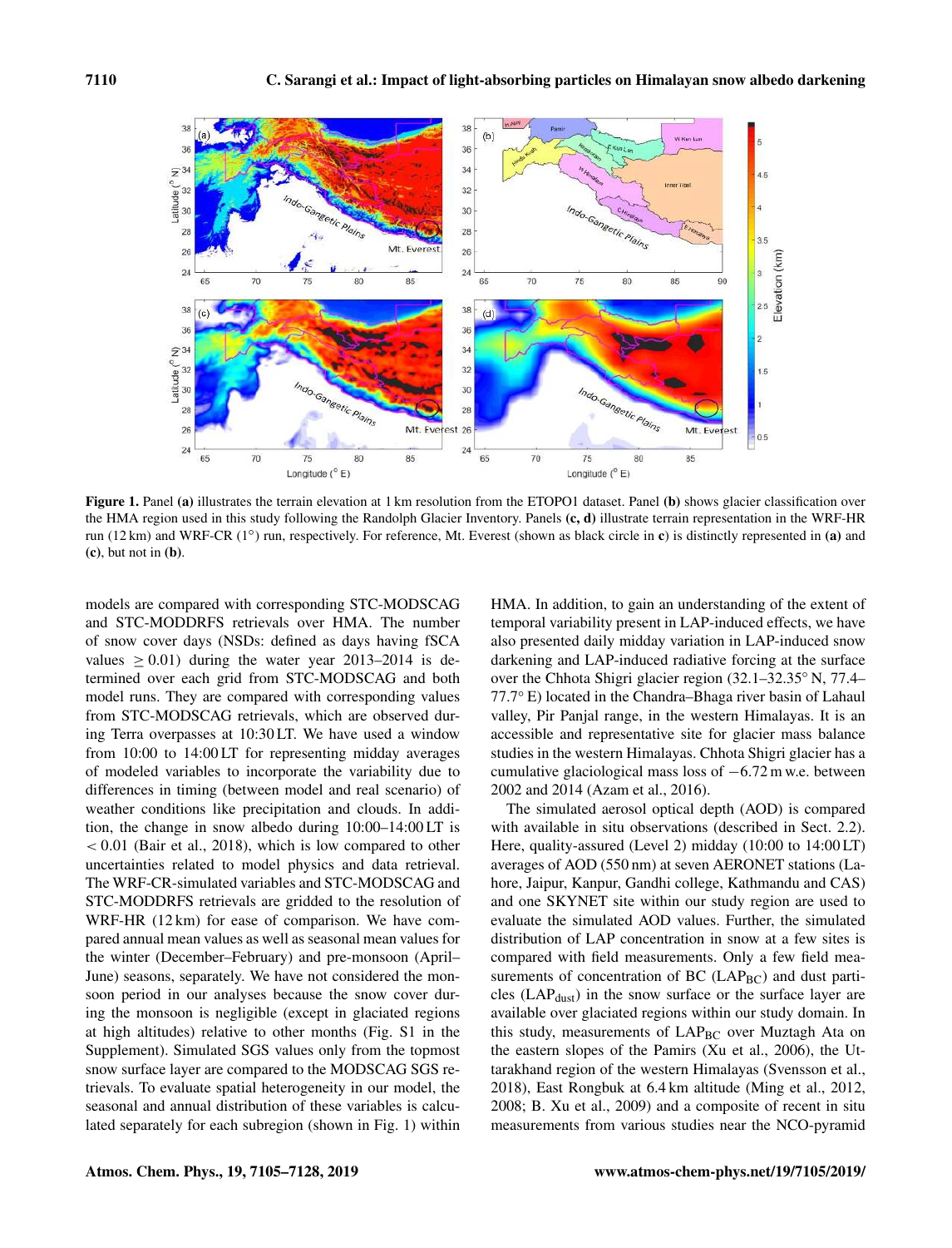**Figure 1.** Panel **(a)** illustrates the terrain elevation at 1 km resolution from the ETOPO1 dataset. Panel **(b)** shows glacier classification over the HMA region used in this study following the Randolph Glacier Inventory. Panels **(c, d)** illustrate terrain representation in the WRF-HR run (12 km) and WRF-CR (1°) run, respectively. For reference, Mt. Everest (shown as black circle in **c**) is distinctly represented in **(a)** and **(c)**, but not in **(b)**.

models are compared with corresponding STC-MODSCAG and STC-MODDRFS retrievals over HMA. The number of snow cover days (NSDs: defined as days having fSCA values $\geq 0.01$) during the water year 2013–2014 is determined over each grid from STC-MODSCAG and both model runs. They are compared with corresponding values from STC-MODSCAG retrievals, which are observed during Terra overpasses at 10:30 LT. We have used a window from 10:00 to 14:00 LT for representing midday averages of modeled variables to incorporate the variability due to differences in timing (between model and real scenario) of weather conditions like precipitation and clouds. In addition, the change in snow albedo during 10:00–14:00 LT is $< 0.01$ (Bair et al., 2018), which is low compared to other uncertainties related to model physics and data retrieval. The WRF-CR-simulated variables and STC-MODSCAG and STC-MODDRFS retrievals are gridded to the resolution of WRF-HR (12 km) for ease of comparison. We have compared annual mean values as well as seasonal mean values for the winter (December–February) and pre-monsoon (April–June) seasons, separately. We have not considered the monsoon period in our analyses because the snow cover during the monsoon is negligible (except in glaciated regions at high altitudes) relative to other months (Fig. S1 in the Supplement). Simulated SGS values only from the topmost snow surface layer are compared to the MODSCAG SGS retrievals. To evaluate spatial heterogeneity in our model, the seasonal and annual distribution of these variables is calculated separately for each subregion (shown in Fig. 1) within HMA. In addition, to gain an understanding of the extent of temporal variability present in LAP-induced effects, we have also presented daily midday variation in LAP-induced snow darkening and LAP-induced radiative forcing at the surface over the Chhota Shigri glacier region (32.1–32.35° N, 77.4–77.7° E) located in the Chandra–Bhaga river basin of Lahaul valley, Pir Panjal range, in the western Himalayas. It is an accessible and representative site for glacier mass balance studies in the western Himalayas. Chhota Shigri glacier has a cumulative glaciological mass loss of $-6.72$ m w.e. between 2002 and 2014 (Azam et al., 2016).

The simulated aerosol optical depth (AOD) is compared with available in situ observations (described in Sect. 2.2). Here, quality-assured (Level 2) midday (10:00 to 14:00 LT) averages of AOD (550 nm) at seven AERONET stations (Lahore, Jaipur, Kanpur, Gandhi college, Kathmandu and CAS) and one SKYNET site within our study region are used to evaluate the simulated AOD values. Further, the simulated distribution of LAP concentration in snow at a few sites is compared with field measurements. Only a few field measurements of concentration of BC ($LAP_{BC}$) and dust particles ($LAP_{dust}$) in the snow surface or the surface layer are available over glaciated regions within our study domain. In this study, measurements of $LAP_{BC}$ over Muztagh Ata on the eastern slopes of the Pamirs (Xu et al., 2006), the Uttarakhand region of the western Himalayas (Svensson et al., 2018), East Rongbuk at 6.4 km altitude (Ming et al., 2012, 2008; B. Xu et al., 2009) and a composite of recent in situ measurements from various studies near the NCO-pyramid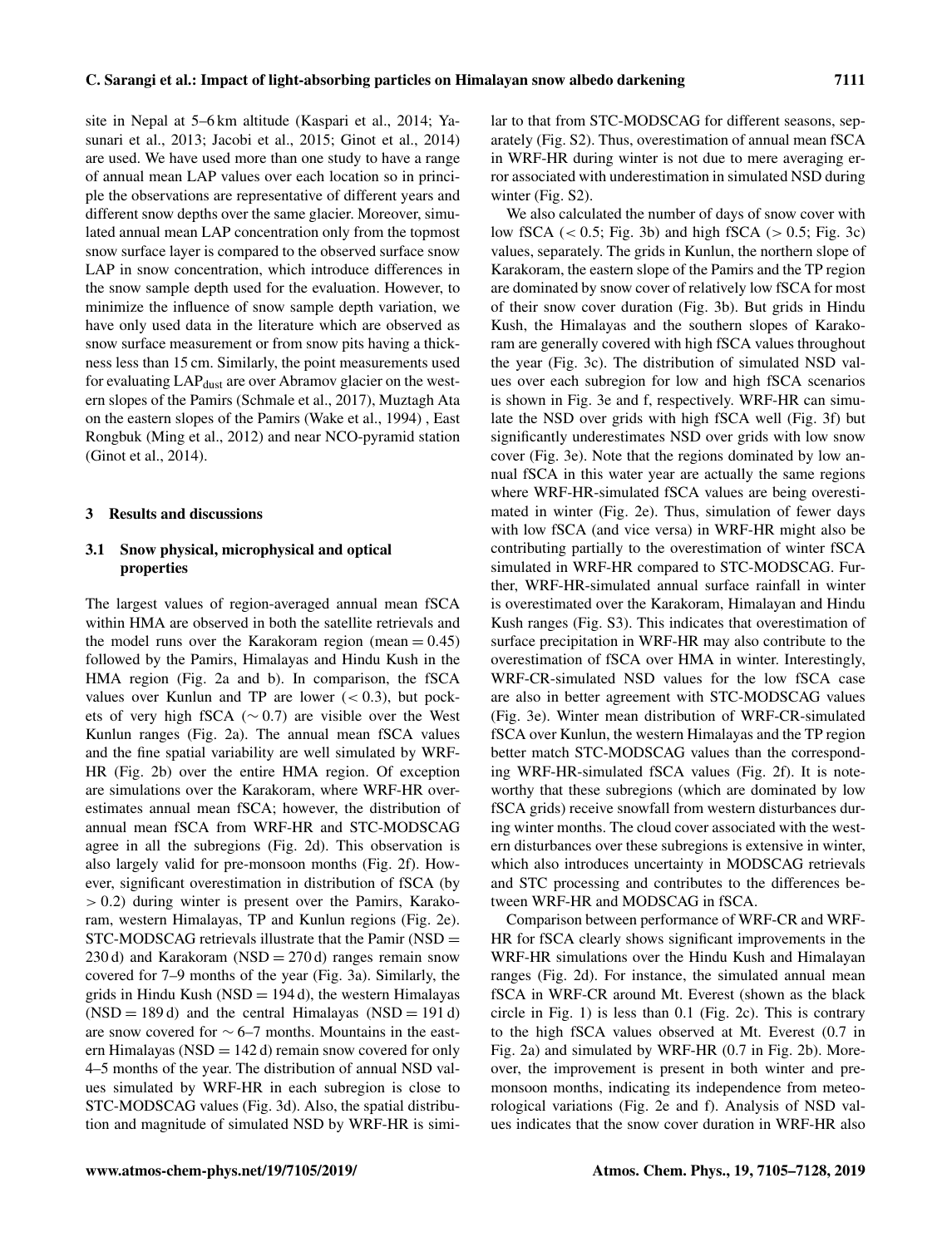site in Nepal at 5–6 km altitude (Kaspari et al., 2014; Yasunari et al., 2013; Jacobi et al., 2015; Ginot et al., 2014) are used. We have used more than one study to have a range of annual mean LAP values over each location so in principle the observations are representative of different years and different snow depths over the same glacier. Moreover, simulated annual mean LAP concentration only from the topmost snow surface layer is compared to the observed surface snow LAP in snow concentration, which introduce differences in the snow sample depth used for the evaluation. However, to minimize the influence of snow sample depth variation, we have only used data in the literature which are observed as snow surface measurement or from snow pits having a thickness less than 15 cm. Similarly, the point measurements used for evaluating $LAP_{dust}$ are over Abramov glacier on the western slopes of the Pamirs (Schmale et al., 2017), Muztagh Ata on the eastern slopes of the Pamirs (Wake et al., 1994) , East Rongbuk (Ming et al., 2012) and near NCO-pyramid station (Ginot et al., 2014).

## 3 Results and discussions

### 3.1 Snow physical, microphysical and optical properties

The largest values of region-averaged annual mean fSCA within HMA are observed in both the satellite retrievals and the model runs over the Karakoram region (mean = 0.45) followed by the Pamirs, Himalayas and Hindu Kush in the HMA region (Fig. 2a and b). In comparison, the fSCA values over Kunlun and TP are lower ($< 0.3$), but pockets of very high fSCA ($\sim 0.7$) are visible over the West Kunlun ranges (Fig. 2a). The annual mean fSCA values and the fine spatial variability are well simulated by WRF-HR (Fig. 2b) over the entire HMA region. Of exception are simulations over the Karakoram, where WRF-HR overestimates annual mean fSCA; however, the distribution of annual mean fSCA from WRF-HR and STC-MODSCAG agree in all the subregions (Fig. 2d). This observation is also largely valid for pre-monsoon months (Fig. 2f). However, significant overestimation in distribution of fSCA (by $> 0.2$) during winter is present over the Pamirs, Karakoram, western Himalayas, TP and Kunlun regions (Fig. 2e). STC-MODSCAG retrievals illustrate that the Pamir (NSD = 230 d) and Karakoram (NSD = 270 d) ranges remain snow covered for 7–9 months of the year (Fig. 3a). Similarly, the grids in Hindu Kush (NSD = 194 d), the western Himalayas (NSD = 189 d) and the central Himalayas (NSD = 191 d) are snow covered for $\sim 6$–7 months. Mountains in the eastern Himalayas (NSD = 142 d) remain snow covered for only 4–5 months of the year. The distribution of annual NSD values simulated by WRF-HR in each subregion is close to STC-MODSCAG values (Fig. 3d). Also, the spatial distribution and magnitude of simulated NSD by WRF-HR is similar to that from STC-MODSCAG for different seasons, separately (Fig. S2). Thus, overestimation of annual mean fSCA in WRF-HR during winter is not due to mere averaging error associated with underestimation in simulated NSD during winter (Fig. S2).

We also calculated the number of days of snow cover with low fSCA ($< 0.5$; Fig. 3b) and high fSCA ($> 0.5$; Fig. 3c) values, separately. The grids in Kunlun, the northern slope of Karakoram, the eastern slope of the Pamirs and the TP region are dominated by snow cover of relatively low fSCA for most of their snow cover duration (Fig. 3b). But grids in Hindu Kush, the Himalayas and the southern slopes of Karakoram are generally covered with high fSCA values throughout the year (Fig. 3c). The distribution of simulated NSD values over each subregion for low and high fSCA scenarios is shown in Fig. 3e and f, respectively. WRF-HR can simulate the NSD over grids with high fSCA well (Fig. 3f) but significantly underestimates NSD over grids with low snow cover (Fig. 3e). Note that the regions dominated by low annual fSCA in this water year are actually the same regions where WRF-HR-simulated fSCA values are being overestimated in winter (Fig. 2e). Thus, simulation of fewer days with low fSCA (and vice versa) in WRF-HR might also be contributing partially to the overestimation of winter fSCA simulated in WRF-HR compared to STC-MODSCAG. Further, WRF-HR-simulated annual surface rainfall in winter is overestimated over the Karakoram, Himalayan and Hindu Kush ranges (Fig. S3). This indicates that overestimation of surface precipitation in WRF-HR may also contribute to the overestimation of fSCA over HMA in winter. Interestingly, WRF-CR-simulated NSD values for the low fSCA case are also in better agreement with STC-MODSCAG values (Fig. 3e). Winter mean distribution of WRF-CR-simulated fSCA over Kunlun, the western Himalayas and the TP region better match STC-MODSCAG values than the corresponding WRF-HR-simulated fSCA values (Fig. 2f). It is noteworthy that these subregions (which are dominated by low fSCA grids) receive snowfall from western disturbances during winter months. The cloud cover associated with the western disturbances over these subregions is extensive in winter, which also introduces uncertainty in MODSCAG retrievals and STC processing and contributes to the differences between WRF-HR and MODSCAG in fSCA.

Comparison between performance of WRF-CR and WRF-HR for fSCA clearly shows significant improvements in the WRF-HR simulations over the Hindu Kush and Himalayan ranges (Fig. 2d). For instance, the simulated annual mean fSCA in WRF-CR around Mt. Everest (shown as the black circle in Fig. 1) is less than 0.1 (Fig. 2c). This is contrary to the high fSCA values observed at Mt. Everest (0.7 in Fig. 2a) and simulated by WRF-HR (0.7 in Fig. 2b). Moreover, the improvement is present in both winter and pre-monsoon months, indicating its independence from meteorological variations (Fig. 2e and f). Analysis of NSD values indicates that the snow cover duration in WRF-HR also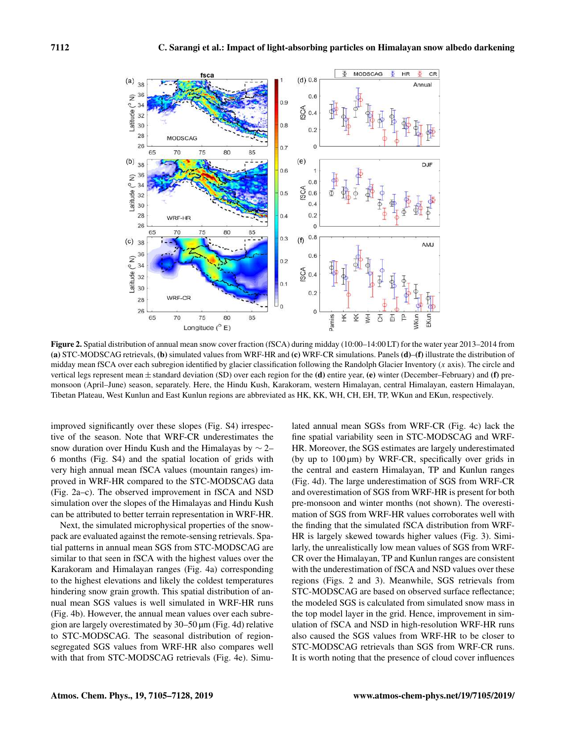Figure 2. Spatial distribution of annual mean snow cover fraction (fSCA) during midday (10:00–14:00 LT) for the water year 2013–2014 from **(a)** STC-MODSCAG retrievals, **(b)** simulated values from WRF-HR and **(c)** WRF-CR simulations. Panels **(d)–(f)** illustrate the distribution of midday mean fSCA over each subregion identified by glacier classification following the Randolph Glacier Inventory ($x$ axis). The circle and vertical legs represent mean ± standard deviation (SD) over each region for the **(d)** entire year, **(e)** winter (December–February) and **(f)** pre-monsoon (April–June) season, separately. Here, the Hindu Kush, Karakoram, western Himalayan, central Himalayan, eastern Himalayan, Tibetan Plateau, West Kunlun and East Kunlun regions are abbreviated as HK, KK, WH, CH, EH, TP, WKun and EKun, respectively.

improved significantly over these slopes (Fig. S4) irrespective of the season. Note that WRF-CR underestimates the snow duration over Hindu Kush and the Himalayas by ∼ 2–6 months (Fig. S4) for the spatial location of grids with very high annual mean fSCA values (mountain ranges) improved in WRF-HR compared to the STC-MODSCAG data (Fig. 2a–c). The observed improvement in fSCA and NSD simulation over the slopes of the Himalayas and Hindu Kush can be attributed to better terrain representation in WRF-HR.

Next, the simulated microphysical properties of the snowpack are evaluated against the remote-sensing retrievals. Spatial patterns in annual mean SGS from STC-MODSCAG are similar to that seen in fSCA with the highest values over the Karakoram and Himalayan ranges (Fig. 4a) corresponding to the highest elevations and likely the coldest temperatures hindering snow grain growth. This spatial distribution of annual mean SGS values is well simulated in WRF-HR runs (Fig. 4b). However, the annual mean values over each subregion are largely overestimated by 30–50 µm (Fig. 4d) relative to STC-MODSCAG. The seasonal distribution of region-segregated SGS values from WRF-HR also compares well with that from STC-MODSCAG retrievals (Fig. 4e). Simulated annual mean SGSs from WRF-CR (Fig. 4c) lack the fine spatial variability seen in STC-MODSCAG and WRF-HR. Moreover, the SGS estimates are largely underestimated (by up to 100 µm) by WRF-CR, specifically over grids in the central and eastern Himalayan, TP and Kunlun ranges (Fig. 4d). The large underestimation of SGS from WRF-CR and overestimation of SGS from WRF-HR is present for both pre-monsoon and winter months (not shown). The overestimation of SGS from WRF-HR values corroborates well with the finding that the simulated fSCA distribution from WRF-HR is largely skewed towards higher values (Fig. 3). Similarly, the unrealistically low mean values of SGS from WRF-CR over the Himalayan, TP and Kunlun ranges are consistent with the underestimation of fSCA and NSD values over these regions (Figs. 2 and 3). Meanwhile, SGS retrievals from STC-MODSCAG are based on observed surface reflectance; the modeled SGS is calculated from simulated snow mass in the top model layer in the grid. Hence, improvement in simulation of fSCA and NSD in high-resolution WRF-HR runs also caused the SGS values from WRF-HR to be closer to STC-MODSCAG retrievals than SGS from WRF-CR runs. It is worth noting that the presence of cloud cover influences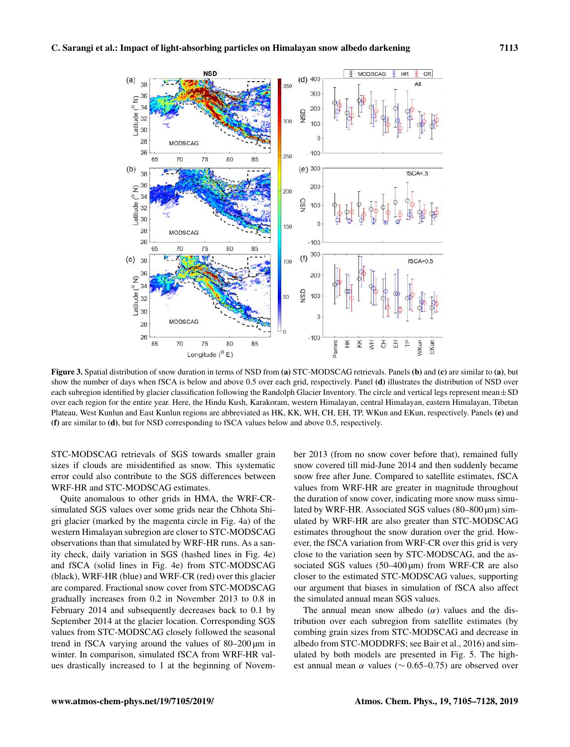Figure 3. Spatial distribution of snow duration in terms of NSD from **(a)** STC-MODSCAG retrievals. Panels **(b)** and **(c)** are similar to **(a)**, but show the number of days when fSCA is below and above 0.5 over each grid, respectively. Panel **(d)** illustrates the distribution of NSD over each subregion identified by glacier classification following the Randolph Glacier Inventory. The circle and vertical legs represent mean ± SD over each region for the entire year. Here, the Hindu Kush, Karakoram, western Himalayan, central Himalayan, eastern Himalayan, Tibetan Plateau, West Kunlun and East Kunlun regions are abbreviated as HK, KK, WH, CH, EH, TP, WKun and EKun, respectively. Panels **(e)** and **(f)** are similar to **(d)**, but for NSD corresponding to fSCA values below and above 0.5, respectively.

STC-MODSCAG retrievals of SGS towards smaller grain sizes if clouds are misidentified as snow. This systematic error could also contribute to the SGS differences between WRF-HR and STC-MODSCAG estimates.

Quite anomalous to other grids in HMA, the WRF-CR-simulated SGS values over some grids near the Chhota Shigri glacier (marked by the magenta circle in Fig. 4a) of the western Himalayan subregion are closer to STC-MODSCAG observations than that simulated by WRF-HR runs. As a sanity check, daily variation in SGS (hashed lines in Fig. 4e) and fSCA (solid lines in Fig. 4e) from STC-MODSCAG (black), WRF-HR (blue) and WRF-CR (red) over this glacier are compared. Fractional snow cover from STC-MODSCAG gradually increases from 0.2 in November 2013 to 0.8 in February 2014 and subsequently decreases back to 0.1 by September 2014 at the glacier location. Corresponding SGS values from STC-MODSCAG closely followed the seasonal trend in fSCA varying around the values of 80–200 µm in winter. In comparison, simulated fSCA from WRF-HR values drastically increased to 1 at the beginning of November 2013 (from no snow cover before that), remained fully snow covered till mid-June 2014 and then suddenly became snow free after June. Compared to satellite estimates, fSCA values from WRF-HR are greater in magnitude throughout the duration of snow cover, indicating more snow mass simulated by WRF-HR. Associated SGS values (80–800 µm) simulated by WRF-HR are also greater than STC-MODSCAG estimates throughout the snow duration over the grid. However, the fSCA variation from WRF-CR over this grid is very close to the variation seen by STC-MODSCAG, and the associated SGS values (50–400 µm) from WRF-CR are also closer to the estimated STC-MODSCAG values, supporting our argument that biases in simulation of fSCA also affect the simulated annual mean SGS values.

The annual mean snow albedo ($\alpha$) values and the distribution over each subregion from satellite estimates (by combining grain sizes from STC-MODSCAG and decrease in albedo from STC-MODDRFS; see Bair et al., 2016) and simulated by both models are presented in Fig. 5. The highest annual mean $\alpha$ values ($\sim$ 0.65–0.75) are observed over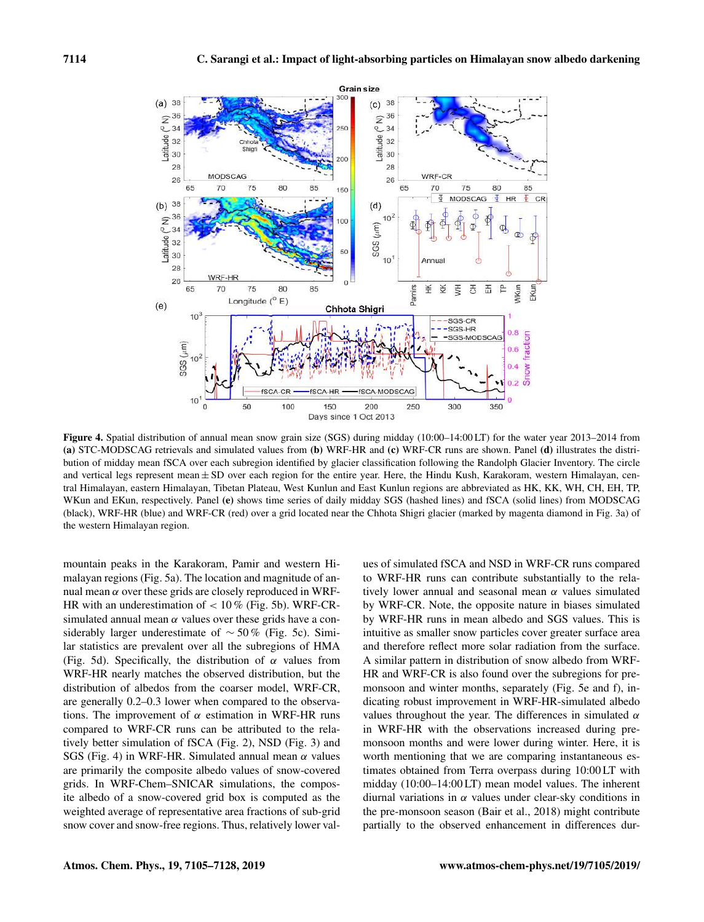**Figure 4.** Spatial distribution of annual mean snow grain size (SGS) during midday (10:00–14:00 LT) for the water year 2013–2014 from **(a)** STC-MODSCAG retrievals and simulated values from **(b)** WRF-HR and **(c)** WRF-CR runs are shown. Panel **(d)** illustrates the distribution of midday mean fSCA over each subregion identified by glacier classification following the Randolph Glacier Inventory. The circle and vertical legs represent mean ± SD over each region for the entire year. Here, the Hindu Kush, Karakoram, western Himalayan, central Himalayan, eastern Himalayan, Tibetan Plateau, West Kunlun and East Kunlun regions are abbreviated as HK, KK, WH, CH, EH, TP, WKun and EKun, respectively. Panel **(e)** shows time series of daily midday SGS (hashed lines) and fSCA (solid lines) from MODSCAG (black), WRF-HR (blue) and WRF-CR (red) over a grid located near the Chhota Shigri glacier (marked by magenta diamond in Fig. 3a) of the western Himalayan region.

mountain peaks in the Karakoram, Pamir and western Himalayan regions (Fig. 5a). The location and magnitude of annual mean $\alpha$ over these grids are closely reproduced in WRF-HR with an underestimation of < 10 % (Fig. 5b). WRF-CR-simulated annual mean $\alpha$ values over these grids have a considerably larger underestimate of ∼ 50 % (Fig. 5c). Similar statistics are prevalent over all the subregions of HMA (Fig. 5d). Specifically, the distribution of $\alpha$ values from WRF-HR nearly matches the observed distribution, but the distribution of albedos from the coarser model, WRF-CR, are generally 0.2–0.3 lower when compared to the observations. The improvement of $\alpha$ estimation in WRF-HR runs compared to WRF-CR runs can be attributed to the relatively better simulation of fSCA (Fig. 2), NSD (Fig. 3) and SGS (Fig. 4) in WRF-HR. Simulated annual mean $\alpha$ values are primarily the composite albedo values of snow-covered grids. In WRF-Chem–SNICAR simulations, the composite albedo of a snow-covered grid box is computed as the weighted average of representative area fractions of sub-grid snow cover and snow-free regions. Thus, relatively lower values of simulated fSCA and NSD in WRF-CR runs compared to WRF-HR runs can contribute substantially to the relatively lower annual and seasonal mean $\alpha$ values simulated by WRF-CR. Note, the opposite nature in biases simulated by WRF-HR runs in mean albedo and SGS values. This is intuitive as smaller snow particles cover greater surface area and therefore reflect more solar radiation from the surface. A similar pattern in distribution of snow albedo from WRF-HR and WRF-CR is also found over the subregions for pre-monsoon and winter months, separately (Fig. 5e and f), indicating robust improvement in WRF-HR-simulated albedo values throughout the year. The differences in simulated $\alpha$ in WRF-HR with the observations increased during pre-monsoon months and were lower during winter. Here, it is worth mentioning that we are comparing instantaneous estimates obtained from Terra overpass during 10:00 LT with midday (10:00–14:00 LT) mean model values. The inherent diurnal variations in $\alpha$ values under clear-sky conditions in the pre-monsoon season (Bair et al., 2018) might contribute partially to the observed enhancement in differences dur-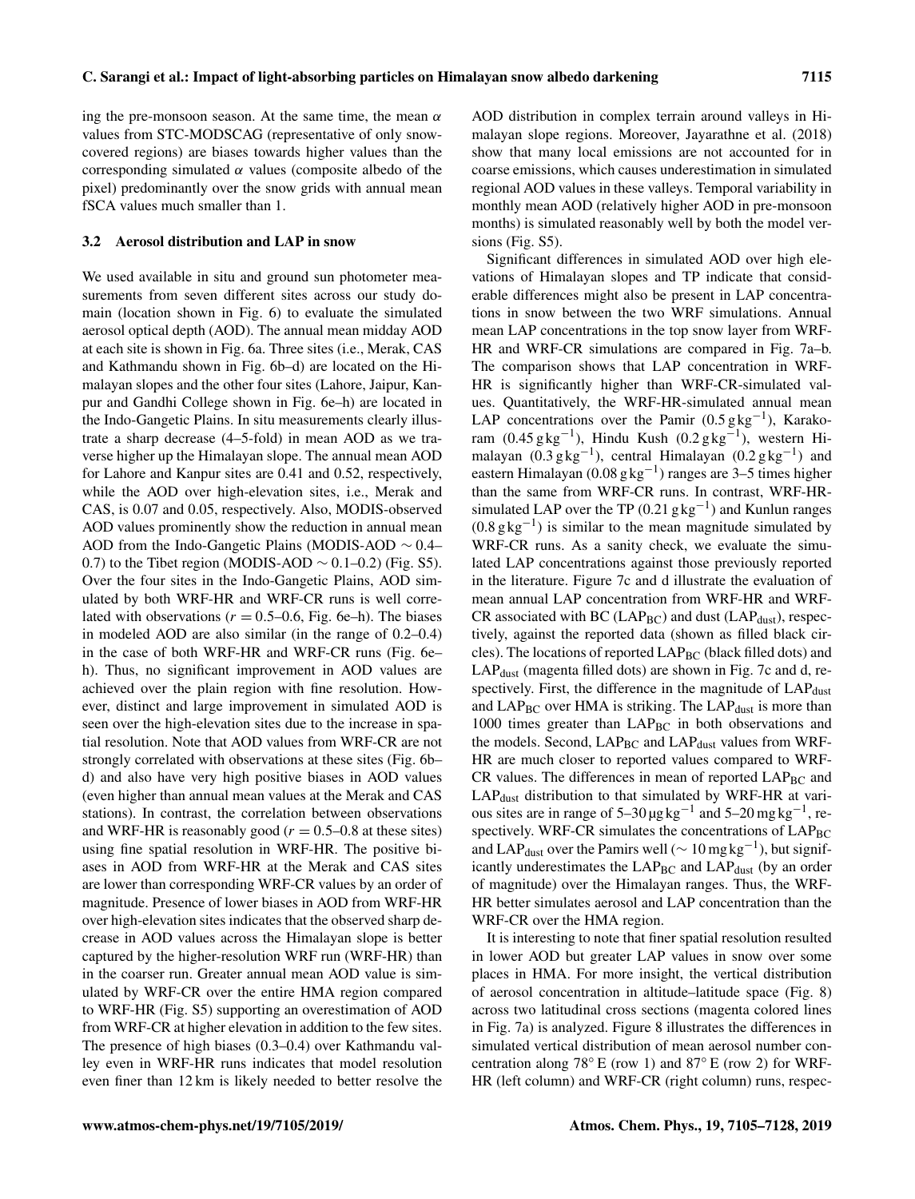ing the pre-monsoon season. At the same time, the mean $\alpha$ values from STC-MODSCAG (representative of only snow-covered regions) are biases towards higher values than the corresponding simulated $\alpha$ values (composite albedo of the pixel) predominantly over the snow grids with annual mean fSCA values much smaller than 1.

### 3.2 Aerosol distribution and LAP in snow

We used available in situ and ground sun photometer measurements from seven different sites across our study domain (location shown in Fig. 6) to evaluate the simulated aerosol optical depth (AOD). The annual mean midday AOD at each site is shown in Fig. 6a. Three sites (i.e., Merak, CAS and Kathmandu shown in Fig. 6b–d) are located on the Himalayan slopes and the other four sites (Lahore, Jaipur, Kanpur and Gandhi College shown in Fig. 6e–h) are located in the Indo-Gangetic Plains. In situ measurements clearly illustrate a sharp decrease (4–5-fold) in mean AOD as we traverse higher up the Himalayan slope. The annual mean AOD for Lahore and Kanpur sites are 0.41 and 0.52, respectively, while the AOD over high-elevation sites, i.e., Merak and CAS, is 0.07 and 0.05, respectively. Also, MODIS-observed AOD values prominently show the reduction in annual mean AOD from the Indo-Gangetic Plains (MODIS-AOD $\sim$ 0.4–0.7) to the Tibet region (MODIS-AOD $\sim$ 0.1–0.2) (Fig. S5). Over the four sites in the Indo-Gangetic Plains, AOD simulated by both WRF-HR and WRF-CR runs is well correlated with observations ($r = 0.5$–$0.6$, Fig. 6e–h). The biases in modeled AOD are also similar (in the range of 0.2–0.4) in the case of both WRF-HR and WRF-CR runs (Fig. 6e–h). Thus, no significant improvement in AOD values are achieved over the plain region with fine resolution. However, distinct and large improvement in simulated AOD is seen over the high-elevation sites due to the increase in spatial resolution. Note that AOD values from WRF-CR are not strongly correlated with observations at these sites (Fig. 6b–d) and also have very high positive biases in AOD values (even higher than annual mean values at the Merak and CAS stations). In contrast, the correlation between observations and WRF-HR is reasonably good ($r = 0.5$–$0.8$ at these sites) using fine spatial resolution in WRF-HR. The positive biases in AOD from WRF-HR at the Merak and CAS sites are lower than corresponding WRF-CR values by an order of magnitude. Presence of lower biases in AOD from WRF-HR over high-elevation sites indicates that the observed sharp decrease in AOD values across the Himalayan slope is better captured by the higher-resolution WRF run (WRF-HR) than in the coarser run. Greater annual mean AOD value is simulated by WRF-CR over the entire HMA region compared to WRF-HR (Fig. S5) supporting an overestimation of AOD from WRF-CR at higher elevation in addition to the few sites. The presence of high biases (0.3–0.4) over Kathmandu valley even in WRF-HR runs indicates that model resolution even finer than 12 km is likely needed to better resolve the AOD distribution in complex terrain around valleys in Himalayan slope regions. Moreover, Jayarathne et al. (2018) show that many local emissions are not accounted for in coarse emissions, which causes underestimation in simulated regional AOD values in these valleys. Temporal variability in monthly mean AOD (relatively higher AOD in pre-monsoon months) is simulated reasonably well by both the model versions (Fig. S5).

Significant differences in simulated AOD over high elevations of Himalayan slopes and TP indicate that considerable differences might also be present in LAP concentrations in snow between the two WRF simulations. Annual mean LAP concentrations in the top snow layer from WRF-HR and WRF-CR simulations are compared in Fig. 7a–b. The comparison shows that LAP concentration in WRF-HR is significantly higher than WRF-CR-simulated values. Quantitatively, the WRF-HR-simulated annual mean LAP concentrations over the Pamir ($0.5\,\mathrm{g\,kg^{-1}}$), Karakoram ($0.45\,\mathrm{g\,kg^{-1}}$), Hindu Kush ($0.2\,\mathrm{g\,kg^{-1}}$), western Himalayan ($0.3\,\mathrm{g\,kg^{-1}}$), central Himalayan ($0.2\,\mathrm{g\,kg^{-1}}$) and eastern Himalayan ($0.08\,\mathrm{g\,kg^{-1}}$) ranges are 3–5 times higher than the same from WRF-CR runs. In contrast, WRF-HR-simulated LAP over the TP ($0.21\,\mathrm{g\,kg^{-1}}$) and Kunlun ranges ($0.8\,\mathrm{g\,kg^{-1}}$) is similar to the mean magnitude simulated by WRF-CR runs. As a sanity check, we evaluate the simulated LAP concentrations against those previously reported in the literature. Figure 7c and d illustrate the evaluation of mean annual LAP concentration from WRF-HR and WRF-CR associated with BC ($\mathrm{LAP_{BC}}$) and dust ($\mathrm{LAP_{dust}}$), respectively, against the reported data (shown as filled black circles). The locations of reported $\mathrm{LAP_{BC}}$ (black filled dots) and $\mathrm{LAP_{dust}}$ (magenta filled dots) are shown in Fig. 7c and d, respectively. First, the difference in the magnitude of $\mathrm{LAP_{dust}}$ and $\mathrm{LAP_{BC}}$ over HMA is striking. The $\mathrm{LAP_{dust}}$ is more than 1000 times greater than $\mathrm{LAP_{BC}}$ in both observations and the models. Second, $\mathrm{LAP_{BC}}$ and $\mathrm{LAP_{dust}}$ values from WRF-HR are much closer to reported values compared to WRF-CR values. The differences in mean of reported $\mathrm{LAP_{BC}}$ and $\mathrm{LAP_{dust}}$ distribution to that simulated by WRF-HR at various sites are in range of $5$–$30\,\mathrm{\mu g\,kg^{-1}}$ and $5$–$20\,\mathrm{mg\,kg^{-1}}$, respectively. WRF-CR simulates the concentrations of $\mathrm{LAP_{BC}}$ and $\mathrm{LAP_{dust}}$ over the Pamirs well ($\sim 10\,\mathrm{mg\,kg^{-1}}$), but significantly underestimates the $\mathrm{LAP_{BC}}$ and $\mathrm{LAP_{dust}}$ (by an order of magnitude) over the Himalayan ranges. Thus, the WRF-HR better simulates aerosol and LAP concentration than the WRF-CR over the HMA region.

It is interesting to note that finer spatial resolution resulted in lower AOD but greater LAP values in snow over some places in HMA. For more insight, the vertical distribution of aerosol concentration in altitude–latitude space (Fig. 8) across two latitudinal cross sections (magenta colored lines in Fig. 7a) is analyzed. Figure 8 illustrates the differences in simulated vertical distribution of mean aerosol number concentration along 78° E (row 1) and 87° E (row 2) for WRF-HR (left column) and WRF-CR (right column) runs, respec-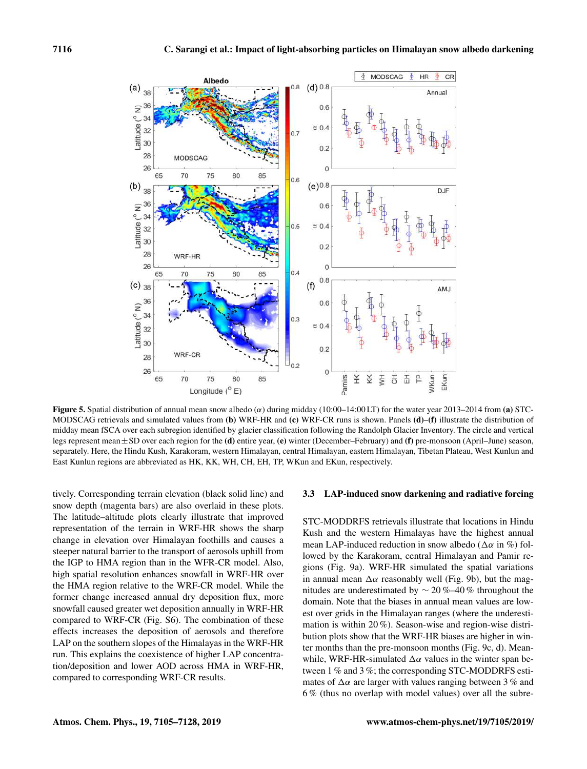**Figure 5.** Spatial distribution of annual mean snow albedo ($\alpha$) during midday (10:00–14:00 LT) for the water year 2013–2014 from **(a)** STC-MODSCAG retrievals and simulated values from **(b)** WRF-HR and **(c)** WRF-CR runs is shown. Panels **(d)–(f)** illustrate the distribution of midday mean fSCA over each subregion identified by glacier classification following the Randolph Glacier Inventory. The circle and vertical legs represent mean ± SD over each region for the **(d)** entire year, **(e)** winter (December–February) and **(f)** pre-monsoon (April–June) season, separately. Here, the Hindu Kush, Karakoram, western Himalayan, central Himalayan, eastern Himalayan, Tibetan Plateau, West Kunlun and East Kunlun regions are abbreviated as HK, KK, WH, CH, EH, TP, WKun and EKun, respectively.

tively. Corresponding terrain elevation (black solid line) and snow depth (magenta bars) are also overlaid in these plots. The latitude–altitude plots clearly illustrate that improved representation of the terrain in WRF-HR shows the sharp change in elevation over Himalayan foothills and causes a steeper natural barrier to the transport of aerosols uphill from the IGP to HMA region than in the WFR-CR model. Also, high spatial resolution enhances snowfall in WRF-HR over the HMA region relative to the WRF-CR model. While the former change increased annual dry deposition flux, more snowfall caused greater wet deposition annually in WRF-HR compared to WRF-CR (Fig. S6). The combination of these effects increases the deposition of aerosols and therefore LAP on the southern slopes of the Himalayas in the WRF-HR run. This explains the coexistence of higher LAP concentration/deposition and lower AOD across HMA in WRF-HR, compared to corresponding WRF-CR results.

### 3.3 LAP-induced snow darkening and radiative forcing

STC-MODDRFS retrievals illustrate that locations in Hindu Kush and the western Himalayas have the highest annual mean LAP-induced reduction in snow albedo ($\Delta\alpha$ in %) followed by the Karakoram, central Himalayan and Pamir regions (Fig. 9a). WRF-HR simulated the spatial variations in annual mean $\Delta\alpha$ reasonably well (Fig. 9b), but the magnitudes are underestimated by $\sim$ 20 %–40 % throughout the domain. Note that the biases in annual mean values are lowest over grids in the Himalayan ranges (where the underestimation is within 20 %). Season-wise and region-wise distribution plots show that the WRF-HR biases are higher in winter months than the pre-monsoon months (Fig. 9c, d). Meanwhile, WRF-HR-simulated $\Delta\alpha$ values in the winter span between 1 % and 3 %; the corresponding STC-MODDRFS estimates of $\Delta\alpha$ are larger with values ranging between 3 % and 6 % (thus no overlap with model values) over all the subre-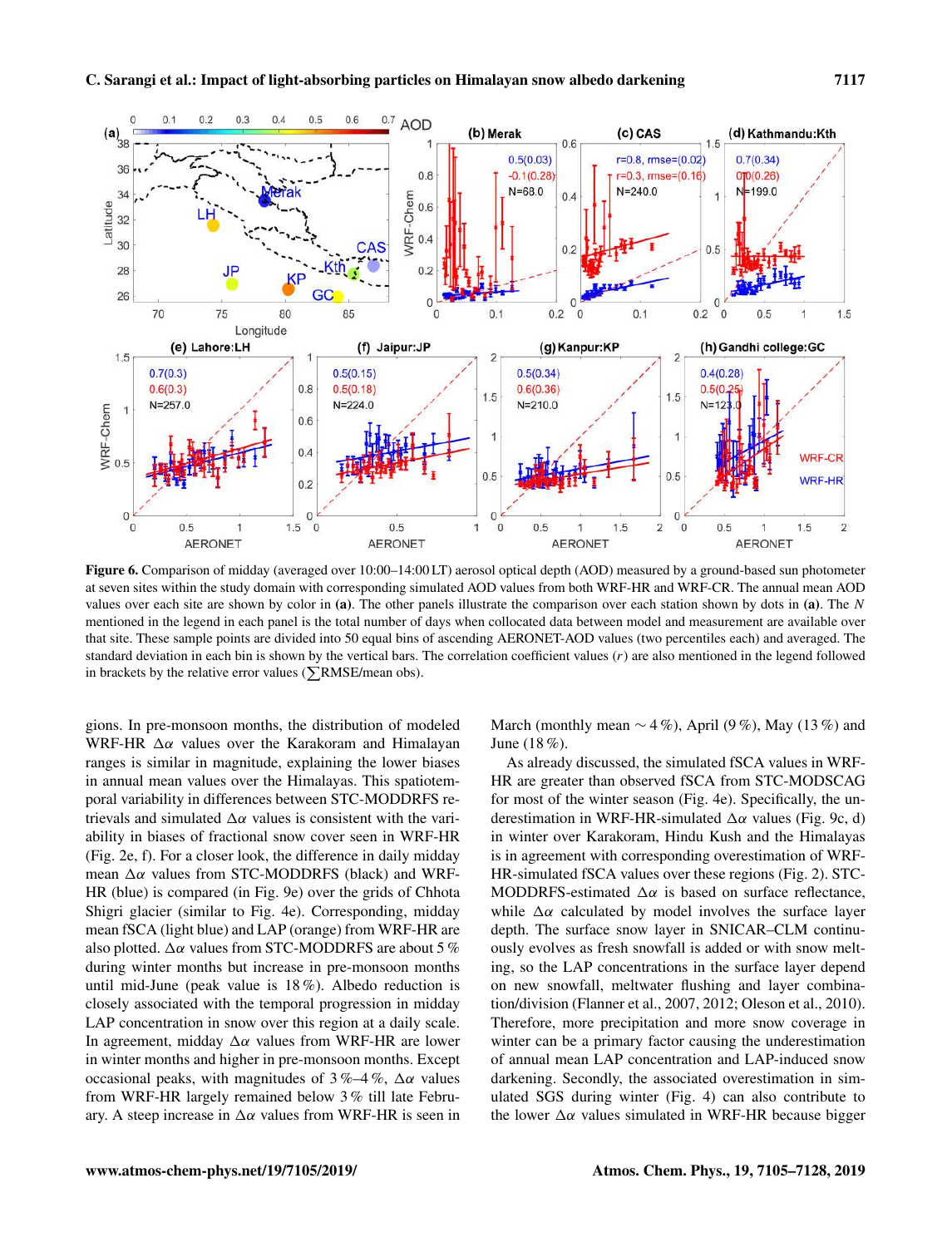**Figure 6.** Comparison of midday (averaged over 10:00–14:00 LT) aerosol optical depth (AOD) measured by a ground-based sun photometer at seven sites within the study domain with corresponding simulated AOD values from both WRF-HR and WRF-CR. The annual mean AOD values over each site are shown by color in **(a)**. The other panels illustrate the comparison over each station shown by dots in **(a)**. The $N$ mentioned in the legend in each panel is the total number of days when collocated data between model and measurement are available over that site. These sample points are divided into 50 equal bins of ascending AERONET-AOD values (two percentiles each) and averaged. The standard deviation in each bin is shown by the vertical bars. The correlation coefficient values ($r$) are also mentioned in the legend followed in brackets by the relative error values ($\sum$RMSE/mean obs).

gions. In pre-monsoon months, the distribution of modeled WRF-HR $\Delta\alpha$ values over the Karakoram and Himalayan ranges is similar in magnitude, explaining the lower biases in annual mean values over the Himalayas. This spatiotemporal variability in differences between STC-MODDRFS retrievals and simulated $\Delta\alpha$ values is consistent with the variability in biases of fractional snow cover seen in WRF-HR (Fig. 2e, f). For a closer look, the difference in daily midday mean $\Delta\alpha$ values from STC-MODDRFS (black) and WRF-HR (blue) is compared (in Fig. 9e) over the grids of Chhota Shigri glacier (similar to Fig. 4e). Corresponding, midday mean fSCA (light blue) and LAP (orange) from WRF-HR are also plotted. $\Delta\alpha$ values from STC-MODDRFS are about 5 % during winter months but increase in pre-monsoon months until mid-June (peak value is 18 %). Albedo reduction is closely associated with the temporal progression in midday LAP concentration in snow over this region at a daily scale. In agreement, midday $\Delta\alpha$ values from WRF-HR are lower in winter months and higher in pre-monsoon months. Except occasional peaks, with magnitudes of 3 %–4 %, $\Delta\alpha$ values from WRF-HR largely remained below 3 % till late February. A steep increase in $\Delta\alpha$ values from WRF-HR is seen in March (monthly mean ~ 4 %), April (9 %), May (13 %) and June (18 %).

As already discussed, the simulated fSCA values in WRF-HR are greater than observed fSCA from STC-MODSCAG for most of the winter season (Fig. 4e). Specifically, the underestimation in WRF-HR-simulated $\Delta\alpha$ values (Fig. 9c, d) in winter over Karakoram, Hindu Kush and the Himalayas is in agreement with corresponding overestimation of WRF-HR-simulated fSCA values over these regions (Fig. 2). STC-MODDRFS-estimated $\Delta\alpha$ is based on surface reflectance, while $\Delta\alpha$ calculated by model involves the surface layer depth. The surface snow layer in SNICAR–CLM continuously evolves as fresh snowfall is added or with snow melting, so the LAP concentrations in the surface layer depend on new snowfall, meltwater flushing and layer combination/division (Flanner et al., 2007, 2012; Oleson et al., 2010). Therefore, more precipitation and more snow coverage in winter can be a primary factor causing the underestimation of annual mean LAP concentration and LAP-induced snow darkening. Secondly, the associated overestimation in simulated SGS during winter (Fig. 4) can also contribute to the lower $\Delta\alpha$ values simulated in WRF-HR because bigger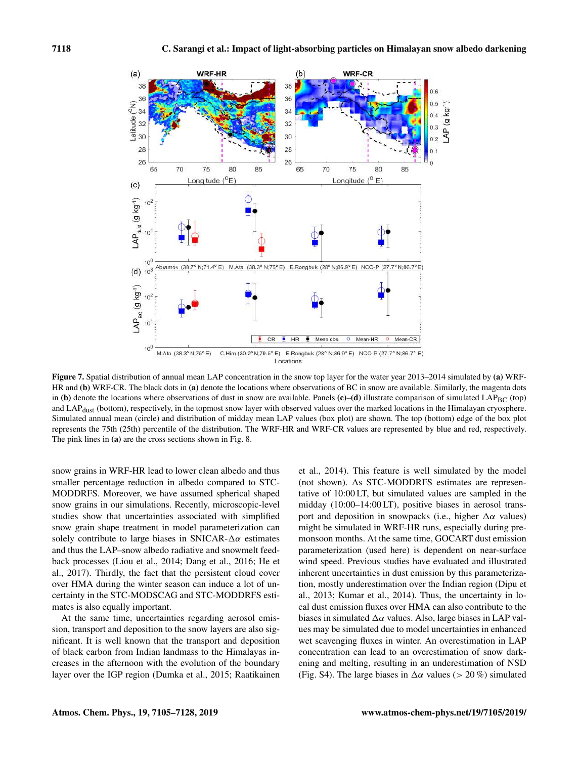**Figure 7.** Spatial distribution of annual mean LAP concentration in the snow top layer for the water year 2013–2014 simulated by **(a)** WRF-HR and **(b)** WRF-CR. The black dots in **(a)** denote the locations where observations of BC in snow are available. Similarly, the magenta dots in **(b)** denote the locations where observations of dust in snow are available. Panels **(c)–(d)** illustrate comparison of simulated $LAP_{BC}$ (top) and $LAP_{dust}$ (bottom), respectively, in the topmost snow layer with observed values over the marked locations in the Himalayan cryosphere. Simulated annual mean (circle) and distribution of midday mean LAP values (box plot) are shown. The top (bottom) edge of the box plot represents the 75th (25th) percentile of the distribution. The WRF-HR and WRF-CR values are represented by blue and red, respectively. The pink lines in **(a)** are the cross sections shown in Fig. 8.

snow grains in WRF-HR lead to lower clean albedo and thus smaller percentage reduction in albedo compared to STC-MODDRFS. Moreover, we have assumed spherical shaped snow grains in our simulations. Recently, microscopic-level studies show that uncertainties associated with simplified snow grain shape treatment in model parameterization can solely contribute to large biases in SNICAR-$\Delta\alpha$ estimates and thus the LAP–snow albedo radiative and snowmelt feedback processes (Liou et al., 2014; Dang et al., 2016; He et al., 2017). Thirdly, the fact that the persistent cloud cover over HMA during the winter season can induce a lot of uncertainty in the STC-MODSCAG and STC-MODDRFS estimates is also equally important.

At the same time, uncertainties regarding aerosol emission, transport and deposition to the snow layers are also significant. It is well known that the transport and deposition of black carbon from Indian landmass to the Himalayas increases in the afternoon with the evolution of the boundary layer over the IGP region (Dumka et al., 2015; Raatikainen et al., 2014). This feature is well simulated by the model (not shown). As STC-MODDRFS estimates are representative of 10:00 LT, but simulated values are sampled in the midday (10:00–14:00 LT), positive biases in aerosol transport and deposition in snowpacks (i.e., higher $\Delta\alpha$ values) might be simulated in WRF-HR runs, especially during premonsoon months. At the same time, GOCART dust emission parameterization (used here) is dependent on near-surface wind speed. Previous studies have evaluated and illustrated inherent uncertainties in dust emission by this parameterization, mostly underestimation over the Indian region (Dipu et al., 2013; Kumar et al., 2014). Thus, the uncertainty in local dust emission fluxes over HMA can also contribute to the biases in simulated $\Delta\alpha$ values. Also, large biases in LAP values may be simulated due to model uncertainties in enhanced wet scavenging fluxes in winter. An overestimation in LAP concentration can lead to an overestimation of snow darkening and melting, resulting in an underestimation of NSD (Fig. S4). The large biases in $\Delta\alpha$ values (> 20 %) simulated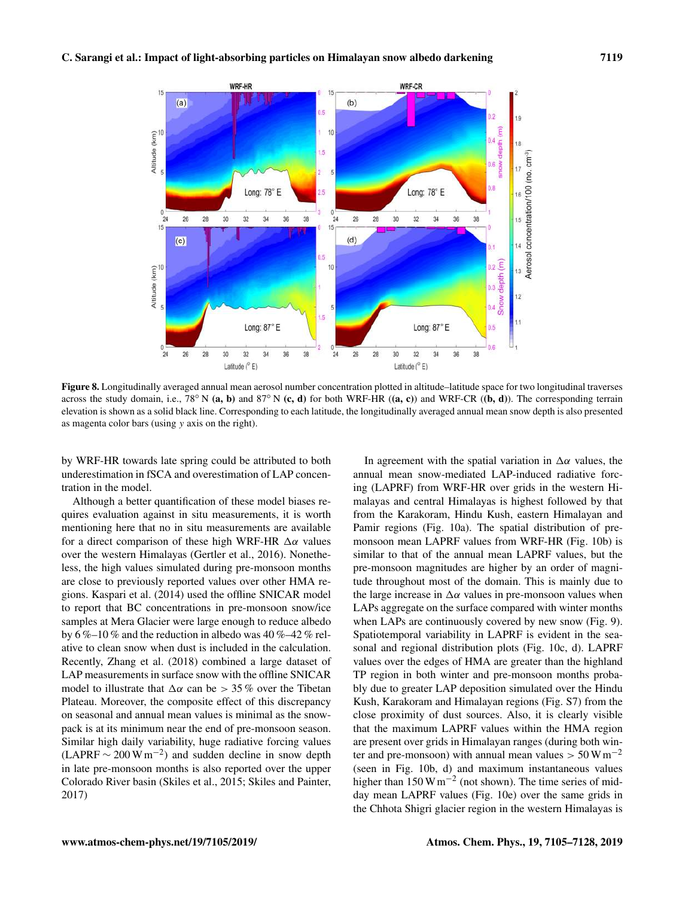**Figure 8.** Longitudinally averaged annual mean aerosol number concentration plotted in altitude–latitude space for two longitudinal traverses across the study domain, i.e., 78° N **(a, b)** and 87° N **(c, d)** for both WRF-HR (**(a, c)**) and WRF-CR (**(b, d)**). The corresponding terrain elevation is shown as a solid black line. Corresponding to each latitude, the longitudinally averaged annual mean snow depth is also presented as magenta color bars (using $y$ axis on the right).

by WRF-HR towards late spring could be attributed to both underestimation in fSCA and overestimation of LAP concentration in the model.

Although a better quantification of these model biases requires evaluation against in situ measurements, it is worth mentioning here that no in situ measurements are available for a direct comparison of these high WRF-HR $\Delta\alpha$ values over the western Himalayas (Gertler et al., 2016). Nonetheless, the high values simulated during pre-monsoon months are close to previously reported values over other HMA regions. Kaspari et al. (2014) used the offline SNICAR model to report that BC concentrations in pre-monsoon snow/ice samples at Mera Glacier were large enough to reduce albedo by 6 %–10 % and the reduction in albedo was 40 %–42 % relative to clean snow when dust is included in the calculation. Recently, Zhang et al. (2018) combined a large dataset of LAP measurements in surface snow with the offline SNICAR model to illustrate that $\Delta\alpha$ can be $> 35$ % over the Tibetan Plateau. Moreover, the composite effect of this discrepancy on seasonal and annual mean values is minimal as the snowpack is at its minimum near the end of pre-monsoon season. Similar high daily variability, huge radiative forcing values (LAPRF $\sim 200\,\mathrm{W\,m^{-2}}$) and sudden decline in snow depth in late pre-monsoon months is also reported over the upper Colorado River basin (Skiles et al., 2015; Skiles and Painter, 2017)

In agreement with the spatial variation in $\Delta\alpha$ values, the annual mean snow-mediated LAP-induced radiative forcing (LAPRF) from WRF-HR over grids in the western Himalayas and central Himalayas is highest followed by that from the Karakoram, Hindu Kush, eastern Himalayan and Pamir regions (Fig. 10a). The spatial distribution of pre-monsoon mean LAPRF values from WRF-HR (Fig. 10b) is similar to that of the annual mean LAPRF values, but the pre-monsoon magnitudes are higher by an order of magnitude throughout most of the domain. This is mainly due to the large increase in $\Delta\alpha$ values in pre-monsoon values when LAPs aggregate on the surface compared with winter months when LAPs are continuously covered by new snow (Fig. 9). Spatiotemporal variability in LAPRF is evident in the seasonal and regional distribution plots (Fig. 10c, d). LAPRF values over the edges of HMA are greater than the highland TP region in both winter and pre-monsoon months probably due to greater LAP deposition simulated over the Hindu Kush, Karakoram and Himalayan regions (Fig. S7) from the close proximity of dust sources. Also, it is clearly visible that the maximum LAPRF values within the HMA region are present over grids in Himalayan ranges (during both winter and pre-monsoon) with annual mean values $> 50\,\mathrm{W\,m^{-2}}$ (seen in Fig. 10b, d) and maximum instantaneous values higher than $150\,\mathrm{W\,m^{-2}}$ (not shown). The time series of midday mean LAPRF values (Fig. 10e) over the same grids in the Chhota Shigri glacier region in the western Himalayas is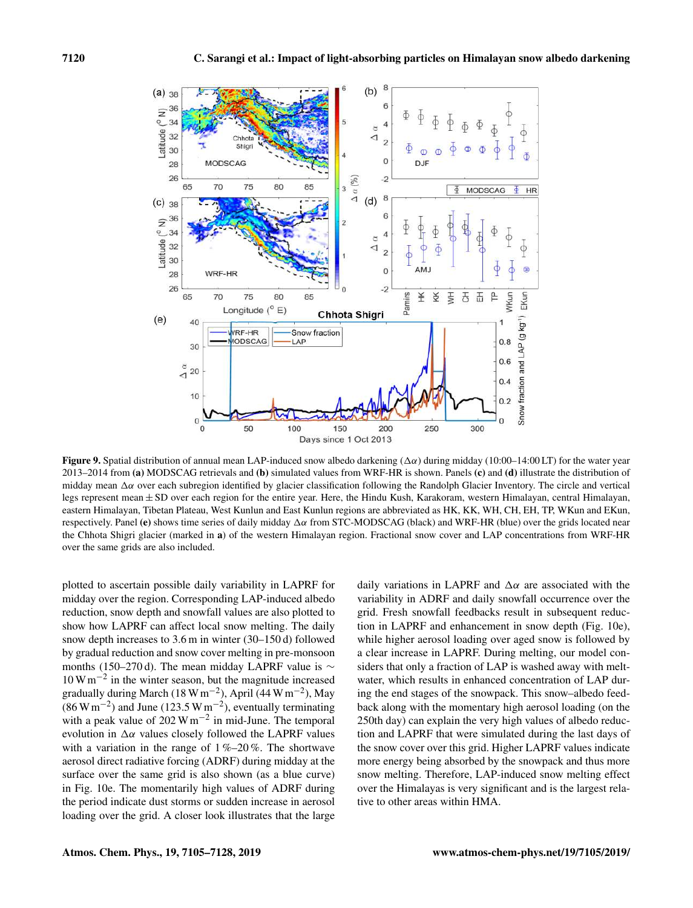**Figure 9.** Spatial distribution of annual mean LAP-induced snow albedo darkening ($\Delta\alpha$) during midday (10:00–14:00 LT) for the water year 2013–2014 from **(a)** MODSCAG retrievals and **(b)** simulated values from WRF-HR is shown. Panels **(c)** and **(d)** illustrate the distribution of midday mean $\Delta\alpha$ over each subregion identified by glacier classification following the Randolph Glacier Inventory. The circle and vertical legs represent mean ± SD over each region for the entire year. Here, the Hindu Kush, Karakoram, western Himalayan, central Himalayan, eastern Himalayan, Tibetan Plateau, West Kunlun and East Kunlun regions are abbreviated as HK, KK, WH, CH, EH, TP, WKun and EKun, respectively. Panel **(e)** shows time series of daily midday $\Delta\alpha$ from STC-MODSCAG (black) and WRF-HR (blue) over the grids located near the Chhota Shigri glacier (marked in **a**) of the western Himalayan region. Fractional snow cover and LAP concentrations from WRF-HR over the same grids are also included.

plotted to ascertain possible daily variability in LAPRF for midday over the region. Corresponding LAP-induced albedo reduction, snow depth and snowfall values are also plotted to show how LAPRF can affect local snow melting. The daily snow depth increases to 3.6 m in winter (30–150 d) followed by gradual reduction and snow cover melting in pre-monsoon months (150–270 d). The mean midday LAPRF value is ~ $10\,\mathrm{W\,m^{-2}}$ in the winter season, but the magnitude increased gradually during March ($18\,\mathrm{W\,m^{-2}}$), April ($44\,\mathrm{W\,m^{-2}}$), May ($86\,\mathrm{W\,m^{-2}}$) and June ($123.5\,\mathrm{W\,m^{-2}}$), eventually terminating with a peak value of $202\,\mathrm{W\,m^{-2}}$ in mid-June. The temporal evolution in $\Delta\alpha$ values closely followed the LAPRF values with a variation in the range of 1 %–20 %. The shortwave aerosol direct radiative forcing (ADRF) during midday at the surface over the same grid is also shown (as a blue curve) in Fig. 10e. The momentarily high values of ADRF during the period indicate dust storms or sudden increase in aerosol loading over the grid. A closer look illustrates that the large daily variations in LAPRF and $\Delta\alpha$ are associated with the variability in ADRF and daily snowfall occurrence over the grid. Fresh snowfall feedbacks result in subsequent reduction in LAPRF and enhancement in snow depth (Fig. 10e), while higher aerosol loading over aged snow is followed by a clear increase in LAPRF. During melting, our model considers that only a fraction of LAP is washed away with meltwater, which results in enhanced concentration of LAP during the end stages of the snowpack. This snow–albedo feedback along with the momentary high aerosol loading (on the 250th day) can explain the very high values of albedo reduction and LAPRF that were simulated during the last days of the snow cover over this grid. Higher LAPRF values indicate more energy being absorbed by the snowpack and thus more snow melting. Therefore, LAP-induced snow melting effect over the Himalayas is very significant and is the largest relative to other areas within HMA.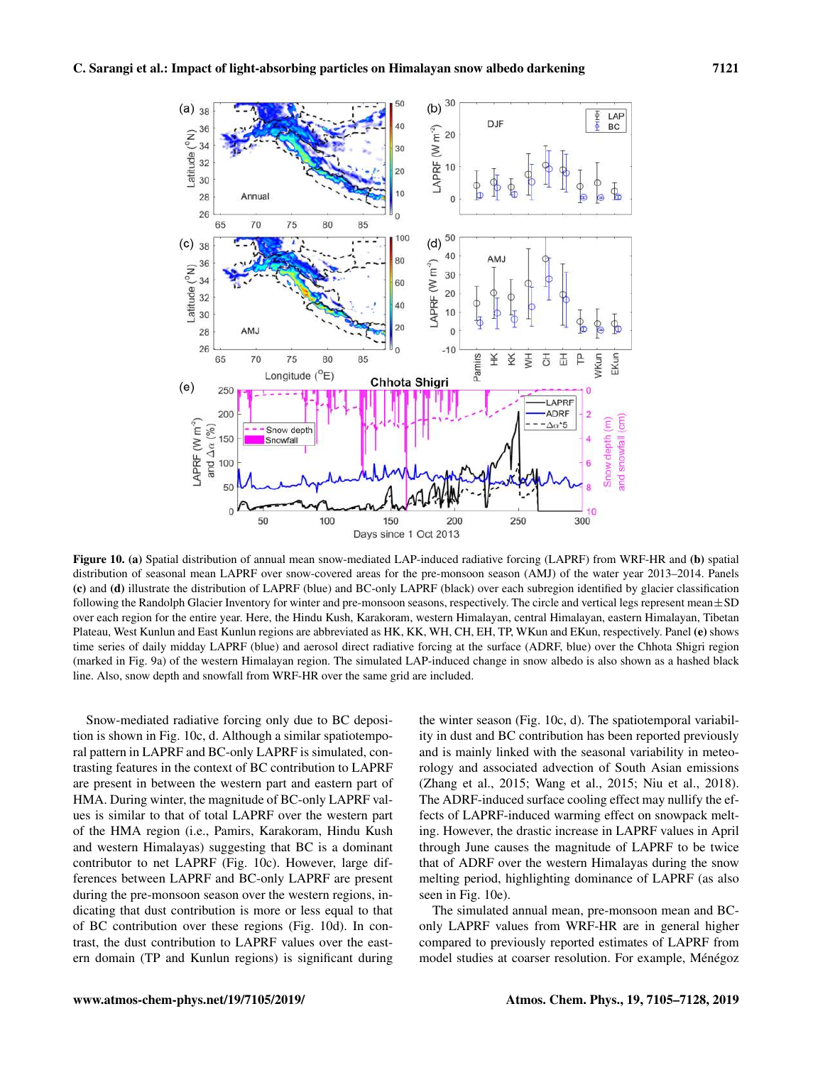**Figure 10.** **(a)** Spatial distribution of annual mean snow-mediated LAP-induced radiative forcing (LAPRF) from WRF-HR and **(b)** spatial distribution of seasonal mean LAPRF over snow-covered areas for the pre-monsoon season (AMJ) of the water year 2013–2014. Panels **(c)** and **(d)** illustrate the distribution of LAPRF (blue) and BC-only LAPRF (black) over each subregion identified by glacier classification following the Randolph Glacier Inventory for winter and pre-monsoon seasons, respectively. The circle and vertical legs represent mean ± SD over each region for the entire year. Here, the Hindu Kush, Karakoram, western Himalayan, central Himalayan, eastern Himalayan, Tibetan Plateau, West Kunlun and East Kunlun regions are abbreviated as HK, KK, WH, CH, EH, TP, WKun and EKun, respectively. Panel **(e)** shows time series of daily midday LAPRF (blue) and aerosol direct radiative forcing at the surface (ADRF, blue) over the Chhota Shigri region (marked in Fig. 9a) of the western Himalayan region. The simulated LAP-induced change in snow albedo is also shown as a hashed black line. Also, snow depth and snowfall from WRF-HR over the same grid are included.

Snow-mediated radiative forcing only due to BC deposition is shown in Fig. 10c, d. Although a similar spatiotemporal pattern in LAPRF and BC-only LAPRF is simulated, contrasting features in the context of BC contribution to LAPRF are present in between the western part and eastern part of HMA. During winter, the magnitude of BC-only LAPRF values is similar to that of total LAPRF over the western part of the HMA region (i.e., Pamirs, Karakoram, Hindu Kush and western Himalayas) suggesting that BC is a dominant contributor to net LAPRF (Fig. 10c). However, large differences between LAPRF and BC-only LAPRF are present during the pre-monsoon season over the western regions, indicating that dust contribution is more or less equal to that of BC contribution over these regions (Fig. 10d). In contrast, the dust contribution to LAPRF values over the eastern domain (TP and Kunlun regions) is significant during the winter season (Fig. 10c, d). The spatiotemporal variability in dust and BC contribution has been reported previously and is mainly linked with the seasonal variability in meteorology and associated advection of South Asian emissions (Zhang et al., 2015; Wang et al., 2015; Niu et al., 2018). The ADRF-induced surface cooling effect may nullify the effects of LAPRF-induced warming effect on snowpack melting. However, the drastic increase in LAPRF values in April through June causes the magnitude of LAPRF to be twice that of ADRF over the western Himalayas during the snow melting period, highlighting dominance of LAPRF (as also seen in Fig. 10e).

The simulated annual mean, pre-monsoon mean and BC-only LAPRF values from WRF-HR are in general higher compared to previously reported estimates of LAPRF from model studies at coarser resolution. For example, Ménégoz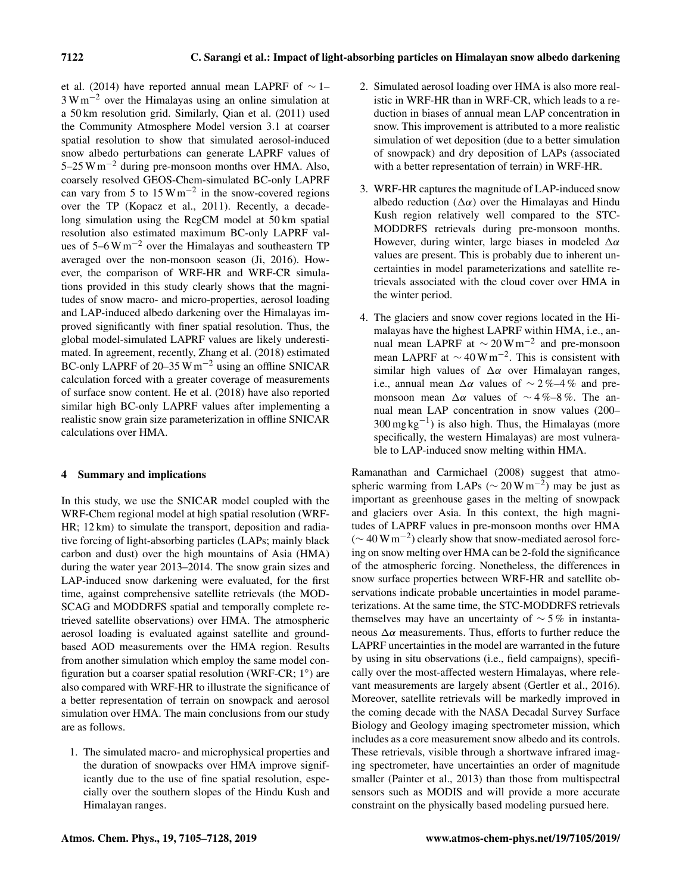et al. (2014) have reported annual mean LAPRF of $\sim 1$–$3\,\mathrm{W\,m^{-2}}$ over the Himalayas using an online simulation at a 50 km resolution grid. Similarly, Qian et al. (2011) used the Community Atmosphere Model version 3.1 at coarser spatial resolution to show that simulated aerosol-induced snow albedo perturbations can generate LAPRF values of 5–25 $\mathrm{W\,m^{-2}}$ during pre-monsoon months over HMA. Also, coarsely resolved GEOS-Chem-simulated BC-only LAPRF can vary from 5 to 15 $\mathrm{W\,m^{-2}}$ in the snow-covered regions over the TP (Kopacz et al., 2011). Recently, a decade-long simulation using the RegCM model at 50 km spatial resolution also estimated maximum BC-only LAPRF values of 5–6 $\mathrm{W\,m^{-2}}$ over the Himalayas and southeastern TP averaged over the non-monsoon season (Ji, 2016). However, the comparison of WRF-HR and WRF-CR simulations provided in this study clearly shows that the magnitudes of snow macro- and micro-properties, aerosol loading and LAP-induced albedo darkening over the Himalayas improved significantly with finer spatial resolution. Thus, the global model-simulated LAPRF values are likely underestimated. In agreement, recently, Zhang et al. (2018) estimated BC-only LAPRF of 20–35 $\mathrm{W\,m^{-2}}$ using an offline SNICAR calculation forced with a greater coverage of measurements of surface snow content. He et al. (2018) have also reported similar high BC-only LAPRF values after implementing a realistic snow grain size parameterization in offline SNICAR calculations over HMA.

## 4 Summary and implications

In this study, we use the SNICAR model coupled with the WRF-Chem regional model at high spatial resolution (WRF-HR; 12 km) to simulate the transport, deposition and radiative forcing of light-absorbing particles (LAPs; mainly black carbon and dust) over the high mountains of Asia (HMA) during the water year 2013–2014. The snow grain sizes and LAP-induced snow darkening were evaluated, for the first time, against comprehensive satellite retrievals (the MODSCAG and MODDRFS spatial and temporally complete retrieved satellite observations) over HMA. The atmospheric aerosol loading is evaluated against satellite and ground-based AOD measurements over the HMA region. Results from another simulation which employ the same model configuration but a coarser spatial resolution (WRF-CR; 1°) are also compared with WRF-HR to illustrate the significance of a better representation of terrain on snowpack and aerosol simulation over HMA. The main conclusions from our study are as follows.

1. The simulated macro- and microphysical properties and the duration of snowpacks over HMA improve significantly due to the use of fine spatial resolution, especially over the southern slopes of the Hindu Kush and Himalayan ranges.

2. Simulated aerosol loading over HMA is also more realistic in WRF-HR than in WRF-CR, which leads to a reduction in biases of annual mean LAP concentration in snow. This improvement is attributed to a more realistic simulation of wet deposition (due to a better simulation of snowpack) and dry deposition of LAPs (associated with a better representation of terrain) in WRF-HR.

3. WRF-HR captures the magnitude of LAP-induced snow albedo reduction ($\Delta\alpha$) over the Himalayas and Hindu Kush region relatively well compared to the STC-MODDRFS retrievals during pre-monsoon months. However, during winter, large biases in modeled $\Delta\alpha$ values are present. This is probably due to inherent uncertainties in model parameterizations and satellite retrievals associated with the cloud cover over HMA in the winter period.

4. The glaciers and snow cover regions located in the Himalayas have the highest LAPRF within HMA, i.e., annual mean LAPRF at $\sim 20\,\mathrm{W\,m^{-2}}$ and pre-monsoon mean LAPRF at $\sim 40\,\mathrm{W\,m^{-2}}$. This is consistent with similar high values of $\Delta\alpha$ over Himalayan ranges, i.e., annual mean $\Delta\alpha$ values of $\sim 2\,\%$–$4\,\%$ and pre-monsoon mean $\Delta\alpha$ values of $\sim 4\,\%$–$8\,\%$. The annual mean LAP concentration in snow values (200–300 $\mathrm{mg\,kg^{-1}}$) is also high. Thus, the Himalayas (more specifically, the western Himalayas) are most vulnerable to LAP-induced snow melting within HMA.

Ramanathan and Carmichael (2008) suggest that atmospheric warming from LAPs ($\sim 20\,\mathrm{W\,m^{-2}}$) may be just as important as greenhouse gases in the melting of snowpack and glaciers over Asia. In this context, the high magnitudes of LAPRF values in pre-monsoon months over HMA ($\sim 40\,\mathrm{W\,m^{-2}}$) clearly show that snow-mediated aerosol forcing on snow melting over HMA can be 2-fold the significance of the atmospheric forcing. Nonetheless, the differences in snow surface properties between WRF-HR and satellite observations indicate probable uncertainties in model parameterizations. At the same time, the STC-MODDRFS retrievals themselves may have an uncertainty of $\sim 5\,\%$ in instantaneous $\Delta\alpha$ measurements. Thus, efforts to further reduce the LAPRF uncertainties in the model are warranted in the future by using in situ observations (i.e., field campaigns), specifically over the most-affected western Himalayas, where relevant measurements are largely absent (Gertler et al., 2016). Moreover, satellite retrievals will be markedly improved in the coming decade with the NASA Decadal Survey Surface Biology and Geology imaging spectrometer mission, which includes as a core measurement snow albedo and its controls. These retrievals, visible through a shortwave infrared imaging spectrometer, have uncertainties an order of magnitude smaller (Painter et al., 2013) than those from multispectral sensors such as MODIS and will provide a more accurate constraint on the physically based modeling pursued here.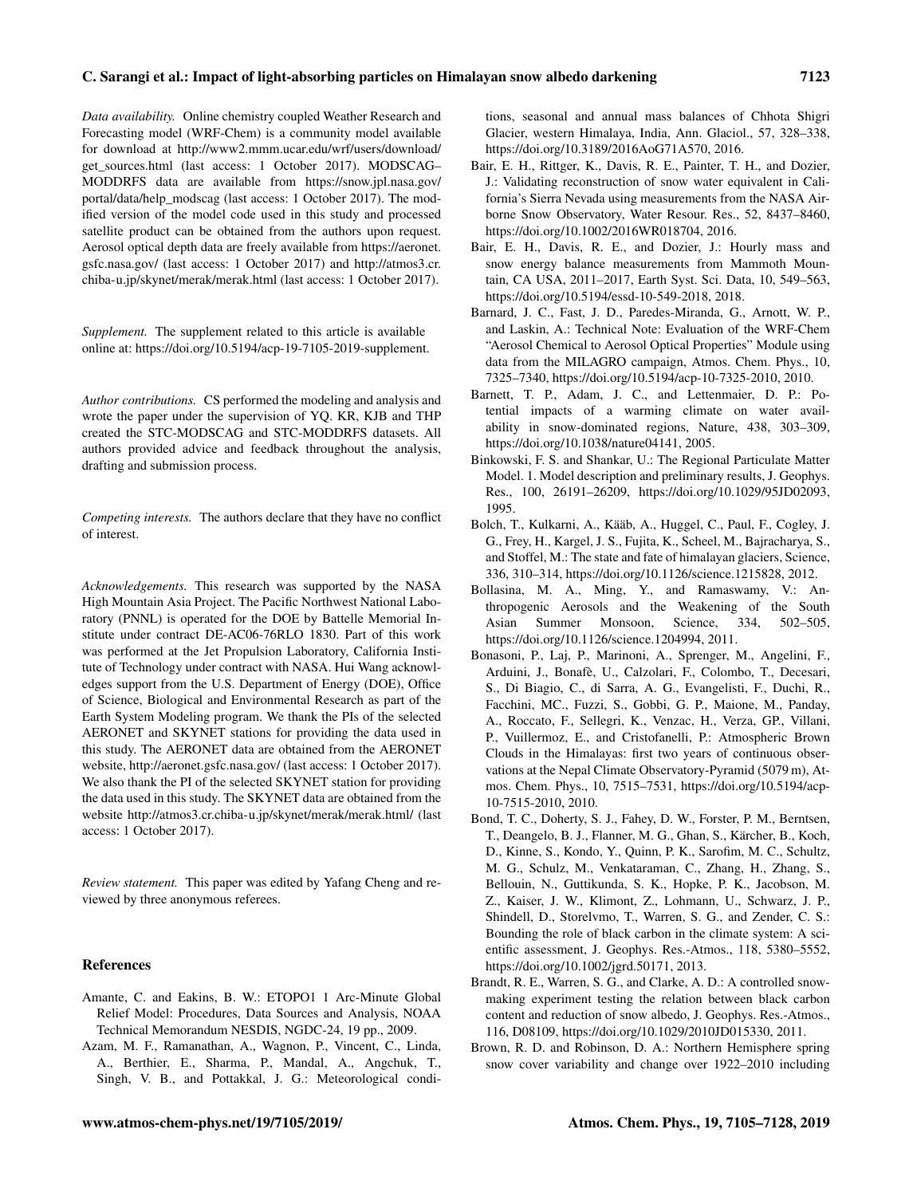*Data availability.* Online chemistry coupled Weather Research and Forecasting model (WRF-Chem) is a community model available for download at http://www2.mmm.ucar.edu/wrf/users/download/get_sources.html (last access: 1 October 2017). MODSCAG–MODDRFS data are available from https://snow.jpl.nasa.gov/portal/data/help_modscag (last access: 1 October 2017). The modified version of the model code used in this study and processed satellite product can be obtained from the authors upon request. Aerosol optical depth data are freely available from https://aeronet.gsfc.nasa.gov/ (last access: 1 October 2017) and http://atmos3.cr.chiba-u.jp/skynet/merak/merak.html (last access: 1 October 2017).

*Supplement.* The supplement related to this article is available online at: https://doi.org/10.5194/acp-19-7105-2019-supplement.

*Author contributions.* CS performed the modeling and analysis and wrote the paper under the supervision of YQ. KR, KJB and THP created the STC-MODSCAG and STC-MODDRFS datasets. All authors provided advice and feedback throughout the analysis, drafting and submission process.

*Competing interests.* The authors declare that they have no conflict of interest.

*Acknowledgements.* This research was supported by the NASA High Mountain Asia Project. The Pacific Northwest National Laboratory (PNNL) is operated for the DOE by Battelle Memorial Institute under contract DE-AC06-76RLO 1830. Part of this work was performed at the Jet Propulsion Laboratory, California Institute of Technology under contract with NASA. Hui Wang acknowledges support from the U.S. Department of Energy (DOE), Office of Science, Biological and Environmental Research as part of the Earth System Modeling program. We thank the PIs of the selected AERONET and SKYNET stations for providing the data used in this study. The AERONET data are obtained from the AERONET website, http://aeronet.gsfc.nasa.gov/ (last access: 1 October 2017). We also thank the PI of the selected SKYNET station for providing the data used in this study. The SKYNET data are obtained from the website http://atmos3.cr.chiba-u.jp/skynet/merak/merak.html/ (last access: 1 October 2017).

*Review statement.* This paper was edited by Yafang Cheng and reviewed by three anonymous referees.

## References

Amante, C. and Eakins, B. W.: ETOPO1 1 Arc-Minute Global Relief Model: Procedures, Data Sources and Analysis, NOAA Technical Memorandum NESDIS, NGDC-24, 19 pp., 2009.

Azam, M. F., Ramanathan, A., Wagnon, P., Vincent, C., Linda, A., Berthier, E., Sharma, P., Mandal, A., Angchuk, T., Singh, V. B., and Pottakkal, J. G.: Meteorological conditions, seasonal and annual mass balances of Chhota Shigri Glacier, western Himalaya, India, Ann. Glaciol., 57, 328–338, https://doi.org/10.3189/2016AoG71A570, 2016.

Bair, E. H., Rittger, K., Davis, R. E., Painter, T. H., and Dozier, J.: Validating reconstruction of snow water equivalent in California's Sierra Nevada using measurements from the NASA Airborne Snow Observatory, Water Resour. Res., 52, 8437–8460, https://doi.org/10.1002/2016WR018704, 2016.

Bair, E. H., Davis, R. E., and Dozier, J.: Hourly mass and snow energy balance measurements from Mammoth Mountain, CA USA, 2011–2017, Earth Syst. Sci. Data, 10, 549–563, https://doi.org/10.5194/essd-10-549-2018, 2018.

Barnard, J. C., Fast, J. D., Paredes-Miranda, G., Arnott, W. P., and Laskin, A.: Technical Note: Evaluation of the WRF-Chem "Aerosol Chemical to Aerosol Optical Properties" Module using data from the MILAGRO campaign, Atmos. Chem. Phys., 10, 7325–7340, https://doi.org/10.5194/acp-10-7325-2010, 2010.

Barnett, T. P., Adam, J. C., and Lettenmaier, D. P.: Potential impacts of a warming climate on water availability in snow-dominated regions, Nature, 438, 303–309, https://doi.org/10.1038/nature04141, 2005.

Binkowski, F. S. and Shankar, U.: The Regional Particulate Matter Model. 1. Model description and preliminary results, J. Geophys. Res., 100, 26191–26209, https://doi.org/10.1029/95JD02093, 1995.

Bolch, T., Kulkarni, A., Kääb, A., Huggel, C., Paul, F., Cogley, J. G., Frey, H., Kargel, J. S., Fujita, K., Scheel, M., Bajracharya, S., and Stoffel, M.: The state and fate of himalayan glaciers, Science, 336, 310–314, https://doi.org/10.1126/science.1215828, 2012.

Bollasina, M. A., Ming, Y., and Ramaswamy, V.: Anthropogenic Aerosols and the Weakening of the South Asian Summer Monsoon, Science, 334, 502–505, https://doi.org/10.1126/science.1204994, 2011.

Bonasoni, P., Laj, P., Marinoni, A., Sprenger, M., Angelini, F., Arduini, J., Bonafè, U., Calzolari, F., Colombo, T., Decesari, S., Di Biagio, C., di Sarra, A. G., Evangelisti, F., Duchi, R., Facchini, MC., Fuzzi, S., Gobbi, G. P., Maione, M., Panday, A., Roccato, F., Sellegri, K., Venzac, H., Verza, GP., Villani, P., Vuillermoz, E., and Cristofanelli, P.: Atmospheric Brown Clouds in the Himalayas: first two years of continuous observations at the Nepal Climate Observatory-Pyramid (5079 m), Atmos. Chem. Phys., 10, 7515–7531, https://doi.org/10.5194/acp-10-7515-2010, 2010.

Bond, T. C., Doherty, S. J., Fahey, D. W., Forster, P. M., Berntsen, T., Deangelo, B. J., Flanner, M. G., Ghan, S., Kärcher, B., Koch, D., Kinne, S., Kondo, Y., Quinn, P. K., Sarofim, M. C., Schultz, M. G., Schulz, M., Venkataraman, C., Zhang, H., Zhang, S., Bellouin, N., Guttikunda, S. K., Hopke, P. K., Jacobson, M. Z., Kaiser, J. W., Klimont, Z., Lohmann, U., Schwarz, J. P., Shindell, D., Storelvmo, T., Warren, S. G., and Zender, C. S.: Bounding the role of black carbon in the climate system: A scientific assessment, J. Geophys. Res.-Atmos., 118, 5380–5552, https://doi.org/10.1002/jgrd.50171, 2013.

Brandt, R. E., Warren, S. G., and Clarke, A. D.: A controlled snow-making experiment testing the relation between black carbon content and reduction of snow albedo, J. Geophys. Res.-Atmos., 116, D08109, https://doi.org/10.1029/2010JD015330, 2011.

Brown, R. D. and Robinson, D. A.: Northern Hemisphere spring snow cover variability and change over 1922–2010 including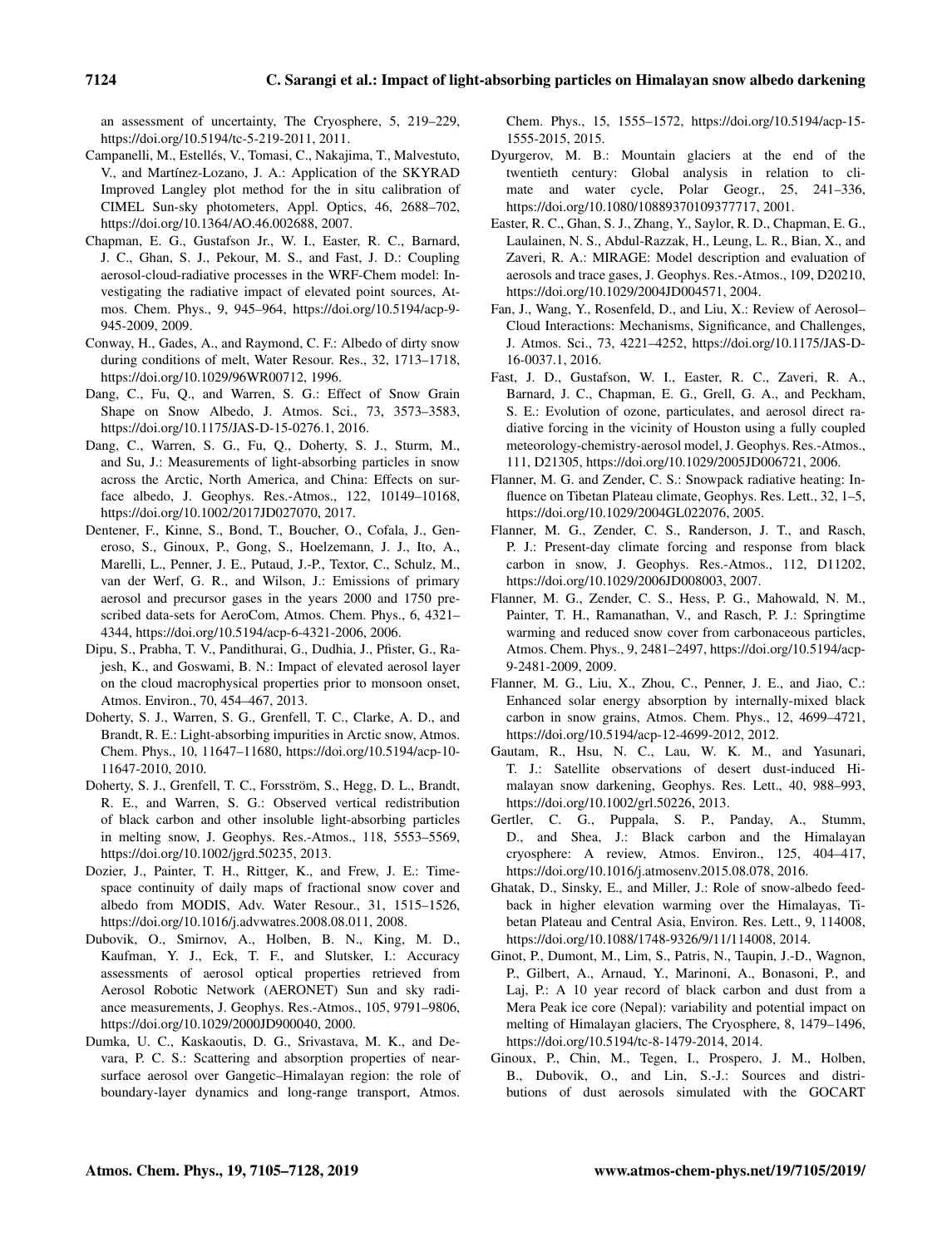an assessment of uncertainty, The Cryosphere, 5, 219–229, https://doi.org/10.5194/tc-5-219-2011, 2011.

Campanelli, M., Estellés, V., Tomasi, C., Nakajima, T., Malvestuto, V., and Martínez-Lozano, J. A.: Application of the SKYRAD Improved Langley plot method for the in situ calibration of CIMEL Sun-sky photometers, Appl. Optics, 46, 2688–702, https://doi.org/10.1364/AO.46.002688, 2007.

Chapman, E. G., Gustafson Jr., W. I., Easter, R. C., Barnard, J. C., Ghan, S. J., Pekour, M. S., and Fast, J. D.: Coupling aerosol-cloud-radiative processes in the WRF-Chem model: Investigating the radiative impact of elevated point sources, Atmos. Chem. Phys., 9, 945–964, https://doi.org/10.5194/acp-9-945-2009, 2009.

Conway, H., Gades, A., and Raymond, C. F.: Albedo of dirty snow during conditions of melt, Water Resour. Res., 32, 1713–1718, https://doi.org/10.1029/96WR00712, 1996.

Dang, C., Fu, Q., and Warren, S. G.: Effect of Snow Grain Shape on Snow Albedo, J. Atmos. Sci., 73, 3573–3583, https://doi.org/10.1175/JAS-D-15-0276.1, 2016.

Dang, C., Warren, S. G., Fu, Q., Doherty, S. J., Sturm, M., and Su, J.: Measurements of light-absorbing particles in snow across the Arctic, North America, and China: Effects on surface albedo, J. Geophys. Res.-Atmos., 122, 10149–10168, https://doi.org/10.1002/2017JD027070, 2017.

Dentener, F., Kinne, S., Bond, T., Boucher, O., Cofala, J., Generoso, S., Ginoux, P., Gong, S., Hoelzemann, J. J., Ito, A., Marelli, L., Penner, J. E., Putaud, J.-P., Textor, C., Schulz, M., van der Werf, G. R., and Wilson, J.: Emissions of primary aerosol and precursor gases in the years 2000 and 1750 prescribed data-sets for AeroCom, Atmos. Chem. Phys., 6, 4321–4344, https://doi.org/10.5194/acp-6-4321-2006, 2006.

Dipu, S., Prabha, T. V., Pandithurai, G., Dudhia, J., Pfister, G., Rajesh, K., and Goswami, B. N.: Impact of elevated aerosol layer on the cloud macrophysical properties prior to monsoon onset, Atmos. Environ., 70, 454–467, 2013.

Doherty, S. J., Warren, S. G., Grenfell, T. C., Clarke, A. D., and Brandt, R. E.: Light-absorbing impurities in Arctic snow, Atmos. Chem. Phys., 10, 11647–11680, https://doi.org/10.5194/acp-10-11647-2010, 2010.

Doherty, S. J., Grenfell, T. C., Forsström, S., Hegg, D. L., Brandt, R. E., and Warren, S. G.: Observed vertical redistribution of black carbon and other insoluble light-absorbing particles in melting snow, J. Geophys. Res.-Atmos., 118, 5553–5569, https://doi.org/10.1002/jgrd.50235, 2013.

Dozier, J., Painter, T. H., Rittger, K., and Frew, J. E.: Time-space continuity of daily maps of fractional snow cover and albedo from MODIS, Adv. Water Resour., 31, 1515–1526, https://doi.org/10.1016/j.advwatres.2008.08.011, 2008.

Dubovik, O., Smirnov, A., Holben, B. N., King, M. D., Kaufman, Y. J., Eck, T. F., and Slutsker, I.: Accuracy assessments of aerosol optical properties retrieved from Aerosol Robotic Network (AERONET) Sun and sky radiance measurements, J. Geophys. Res.-Atmos., 105, 9791–9806, https://doi.org/10.1029/2000JD900040, 2000.

Dumka, U. C., Kaskaoutis, D. G., Srivastava, M. K., and Devara, P. C. S.: Scattering and absorption properties of near-surface aerosol over Gangetic–Himalayan region: the role of boundary-layer dynamics and long-range transport, Atmos. Chem. Phys., 15, 1555–1572, https://doi.org/10.5194/acp-15-1555-2015, 2015.

Dyurgerov, M. B.: Mountain glaciers at the end of the twentieth century: Global analysis in relation to climate and water cycle, Polar Geogr., 25, 241–336, https://doi.org/10.1080/10889370109377717, 2001.

Easter, R. C., Ghan, S. J., Zhang, Y., Saylor, R. D., Chapman, E. G., Laulainen, N. S., Abdul-Razzak, H., Leung, L. R., Bian, X., and Zaveri, R. A.: MIRAGE: Model description and evaluation of aerosols and trace gases, J. Geophys. Res.-Atmos., 109, D20210, https://doi.org/10.1029/2004JD004571, 2004.

Fan, J., Wang, Y., Rosenfeld, D., and Liu, X.: Review of Aerosol–Cloud Interactions: Mechanisms, Significance, and Challenges, J. Atmos. Sci., 73, 4221–4252, https://doi.org/10.1175/JAS-D-16-0037.1, 2016.

Fast, J. D., Gustafson, W. I., Easter, R. C., Zaveri, R. A., Barnard, J. C., Chapman, E. G., Grell, G. A., and Peckham, S. E.: Evolution of ozone, particulates, and aerosol direct radiative forcing in the vicinity of Houston using a fully coupled meteorology-chemistry-aerosol model, J. Geophys. Res.-Atmos., 111, D21305, https://doi.org/10.1029/2005JD006721, 2006.

Flanner, M. G. and Zender, C. S.: Snowpack radiative heating: Influence on Tibetan Plateau climate, Geophys. Res. Lett., 32, 1–5, https://doi.org/10.1029/2004GL022076, 2005.

Flanner, M. G., Zender, C. S., Randerson, J. T., and Rasch, P. J.: Present-day climate forcing and response from black carbon in snow, J. Geophys. Res.-Atmos., 112, D11202, https://doi.org/10.1029/2006JD008003, 2007.

Flanner, M. G., Zender, C. S., Hess, P. G., Mahowald, N. M., Painter, T. H., Ramanathan, V., and Rasch, P. J.: Springtime warming and reduced snow cover from carbonaceous particles, Atmos. Chem. Phys., 9, 2481–2497, https://doi.org/10.5194/acp-9-2481-2009, 2009.

Flanner, M. G., Liu, X., Zhou, C., Penner, J. E., and Jiao, C.: Enhanced solar energy absorption by internally-mixed black carbon in snow grains, Atmos. Chem. Phys., 12, 4699–4721, https://doi.org/10.5194/acp-12-4699-2012, 2012.

Gautam, R., Hsu, N. C., Lau, W. K. M., and Yasunari, T. J.: Satellite observations of desert dust-induced Himalayan snow darkening, Geophys. Res. Lett., 40, 988–993, https://doi.org/10.1002/grl.50226, 2013.

Gertler, C. G., Puppala, S. P., Panday, A., Stumm, D., and Shea, J.: Black carbon and the Himalayan cryosphere: A review, Atmos. Environ., 125, 404–417, https://doi.org/10.1016/j.atmosenv.2015.08.078, 2016.

Ghatak, D., Sinsky, E., and Miller, J.: Role of snow-albedo feedback in higher elevation warming over the Himalayas, Tibetan Plateau and Central Asia, Environ. Res. Lett., 9, 114008, https://doi.org/10.1088/1748-9326/9/11/114008, 2014.

Ginot, P., Dumont, M., Lim, S., Patris, N., Taupin, J.-D., Wagnon, P., Gilbert, A., Arnaud, Y., Marinoni, A., Bonasoni, P., and Laj, P.: A 10 year record of black carbon and dust from a Mera Peak ice core (Nepal): variability and potential impact on melting of Himalayan glaciers, The Cryosphere, 8, 1479–1496, https://doi.org/10.5194/tc-8-1479-2014, 2014.

Ginoux, P., Chin, M., Tegen, I., Prospero, J. M., Holben, B., Dubovik, O., and Lin, S.-J.: Sources and distributions of dust aerosols simulated with the GOCART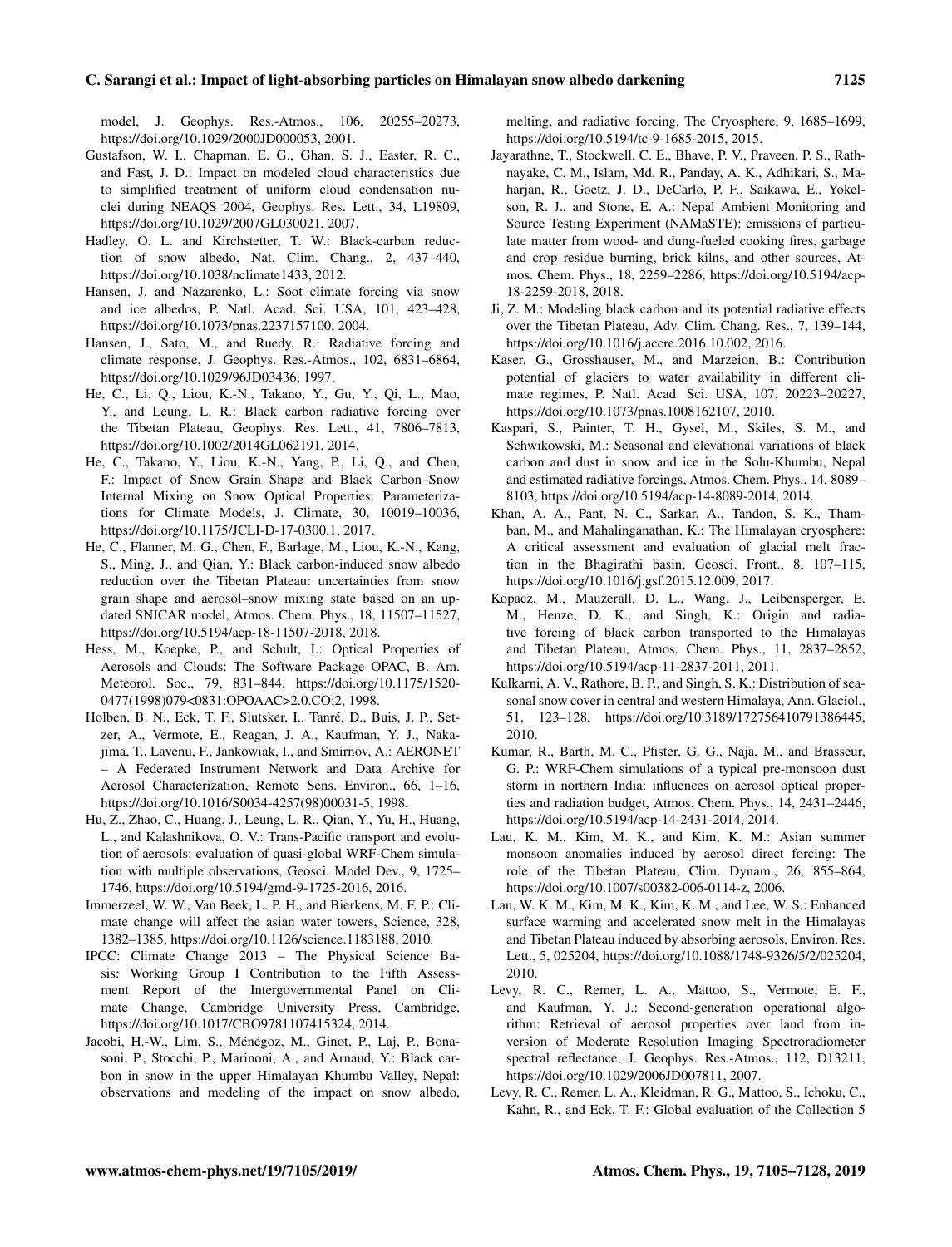model, J. Geophys. Res.-Atmos., 106, 20255–20273, https://doi.org/10.1029/2000JD000053, 2001.

Gustafson, W. I., Chapman, E. G., Ghan, S. J., Easter, R. C., and Fast, J. D.: Impact on modeled cloud characteristics due to simplified treatment of uniform cloud condensation nuclei during NEAQS 2004, Geophys. Res. Lett., 34, L19809, https://doi.org/10.1029/2007GL030021, 2007.

Hadley, O. L. and Kirchstetter, T. W.: Black-carbon reduction of snow albedo, Nat. Clim. Chang., 2, 437–440, https://doi.org/10.1038/nclimate1433, 2012.

Hansen, J. and Nazarenko, L.: Soot climate forcing via snow and ice albedos, P. Natl. Acad. Sci. USA, 101, 423–428, https://doi.org/10.1073/pnas.2237157100, 2004.

Hansen, J., Sato, M., and Ruedy, R.: Radiative forcing and climate response, J. Geophys. Res.-Atmos., 102, 6831–6864, https://doi.org/10.1029/96JD03436, 1997.

He, C., Li, Q., Liou, K.-N., Takano, Y., Gu, Y., Qi, L., Mao, Y., and Leung, L. R.: Black carbon radiative forcing over the Tibetan Plateau, Geophys. Res. Lett., 41, 7806–7813, https://doi.org/10.1002/2014GL062191, 2014.

He, C., Takano, Y., Liou, K.-N., Yang, P., Li, Q., and Chen, F.: Impact of Snow Grain Shape and Black Carbon–Snow Internal Mixing on Snow Optical Properties: Parameterizations for Climate Models, J. Climate, 30, 10019–10036, https://doi.org/10.1175/JCLI-D-17-0300.1, 2017.

He, C., Flanner, M. G., Chen, F., Barlage, M., Liou, K.-N., Kang, S., Ming, J., and Qian, Y.: Black carbon-induced snow albedo reduction over the Tibetan Plateau: uncertainties from snow grain shape and aerosol–snow mixing state based on an updated SNICAR model, Atmos. Chem. Phys., 18, 11507–11527, https://doi.org/10.5194/acp-18-11507-2018, 2018.

Hess, M., Koepke, P., and Schult, I.: Optical Properties of Aerosols and Clouds: The Software Package OPAC, B. Am. Meteorol. Soc., 79, 831–844, https://doi.org/10.1175/1520-0477(1998)079<0831:OPOAAC>2.0.CO;2, 1998.

Holben, B. N., Eck, T. F., Slutsker, I., Tanré, D., Buis, J. P., Setzer, A., Vermote, E., Reagan, J. A., Kaufman, Y. J., Nakajima, T., Lavenu, F., Jankowiak, I., and Smirnov, A.: AERONET – A Federated Instrument Network and Data Archive for Aerosol Characterization, Remote Sens. Environ., 66, 1–16, https://doi.org/10.1016/S0034-4257(98)00031-5, 1998.

Hu, Z., Zhao, C., Huang, J., Leung, L. R., Qian, Y., Yu, H., Huang, L., and Kalashnikova, O. V.: Trans-Pacific transport and evolution of aerosols: evaluation of quasi-global WRF-Chem simulation with multiple observations, Geosci. Model Dev., 9, 1725–1746, https://doi.org/10.5194/gmd-9-1725-2016, 2016.

Immerzeel, W. W., Van Beek, L. P. H., and Bierkens, M. F. P.: Climate change will affect the asian water towers, Science, 328, 1382–1385, https://doi.org/10.1126/science.1183188, 2010.

IPCC: Climate Change 2013 – The Physical Science Basis: Working Group I Contribution to the Fifth Assessment Report of the Intergovernmental Panel on Climate Change, Cambridge University Press, Cambridge, https://doi.org/10.1017/CBO9781107415324, 2014.

Jacobi, H.-W., Lim, S., Ménégoz, M., Ginot, P., Laj, P., Bonasoni, P., Stocchi, P., Marinoni, A., and Arnaud, Y.: Black carbon in snow in the upper Himalayan Khumbu Valley, Nepal: observations and modeling of the impact on snow albedo, melting, and radiative forcing, The Cryosphere, 9, 1685–1699, https://doi.org/10.5194/tc-9-1685-2015, 2015.

Jayarathne, T., Stockwell, C. E., Bhave, P. V., Praveen, P. S., Rathnayake, C. M., Islam, Md. R., Panday, A. K., Adhikari, S., Maharjan, R., Goetz, J. D., DeCarlo, P. F., Saikawa, E., Yokelson, R. J., and Stone, E. A.: Nepal Ambient Monitoring and Source Testing Experiment (NAMaSTE): emissions of particulate matter from wood- and dung-fueled cooking fires, garbage and crop residue burning, brick kilns, and other sources, Atmos. Chem. Phys., 18, 2259–2286, https://doi.org/10.5194/acp-18-2259-2018, 2018.

Ji, Z. M.: Modeling black carbon and its potential radiative effects over the Tibetan Plateau, Adv. Clim. Chang. Res., 7, 139–144, https://doi.org/10.1016/j.accre.2016.10.002, 2016.

Kaser, G., Grosshauser, M., and Marzeion, B.: Contribution potential of glaciers to water availability in different climate regimes, P. Natl. Acad. Sci. USA, 107, 20223–20227, https://doi.org/10.1073/pnas.1008162107, 2010.

Kaspari, S., Painter, T. H., Gysel, M., Skiles, S. M., and Schwikowski, M.: Seasonal and elevational variations of black carbon and dust in snow and ice in the Solu-Khumbu, Nepal and estimated radiative forcings, Atmos. Chem. Phys., 14, 8089–8103, https://doi.org/10.5194/acp-14-8089-2014, 2014.

Khan, A. A., Pant, N. C., Sarkar, A., Tandon, S. K., Thamban, M., and Mahalinganathan, K.: The Himalayan cryosphere: A critical assessment and evaluation of glacial melt fraction in the Bhagirathi basin, Geosci. Front., 8, 107–115, https://doi.org/10.1016/j.gsf.2015.12.009, 2017.

Kopacz, M., Mauzerall, D. L., Wang, J., Leibensperger, E. M., Henze, D. K., and Singh, K.: Origin and radiative forcing of black carbon transported to the Himalayas and Tibetan Plateau, Atmos. Chem. Phys., 11, 2837–2852, https://doi.org/10.5194/acp-11-2837-2011, 2011.

Kulkarni, A. V., Rathore, B. P., and Singh, S. K.: Distribution of seasonal snow cover in central and western Himalaya, Ann. Glaciol., 51, 123–128, https://doi.org/10.3189/172756410791386445, 2010.

Kumar, R., Barth, M. C., Pfister, G. G., Naja, M., and Brasseur, G. P.: WRF-Chem simulations of a typical pre-monsoon dust storm in northern India: influences on aerosol optical properties and radiation budget, Atmos. Chem. Phys., 14, 2431–2446, https://doi.org/10.5194/acp-14-2431-2014, 2014.

Lau, K. M., Kim, M. K., and Kim, K. M.: Asian summer monsoon anomalies induced by aerosol direct forcing: The role of the Tibetan Plateau, Clim. Dynam., 26, 855–864, https://doi.org/10.1007/s00382-006-0114-z, 2006.

Lau, W. K. M., Kim, M. K., Kim, K. M., and Lee, W. S.: Enhanced surface warming and accelerated snow melt in the Himalayas and Tibetan Plateau induced by absorbing aerosols, Environ. Res. Lett., 5, 025204, https://doi.org/10.1088/1748-9326/5/2/025204, 2010.

Levy, R. C., Remer, L. A., Mattoo, S., Vermote, E. F., and Kaufman, Y. J.: Second-generation operational algorithm: Retrieval of aerosol properties over land from inversion of Moderate Resolution Imaging Spectroradiometer spectral reflectance, J. Geophys. Res.-Atmos., 112, D13211, https://doi.org/10.1029/2006JD007811, 2007.

Levy, R. C., Remer, L. A., Kleidman, R. G., Mattoo, S., Ichoku, C., Kahn, R., and Eck, T. F.: Global evaluation of the Collection 5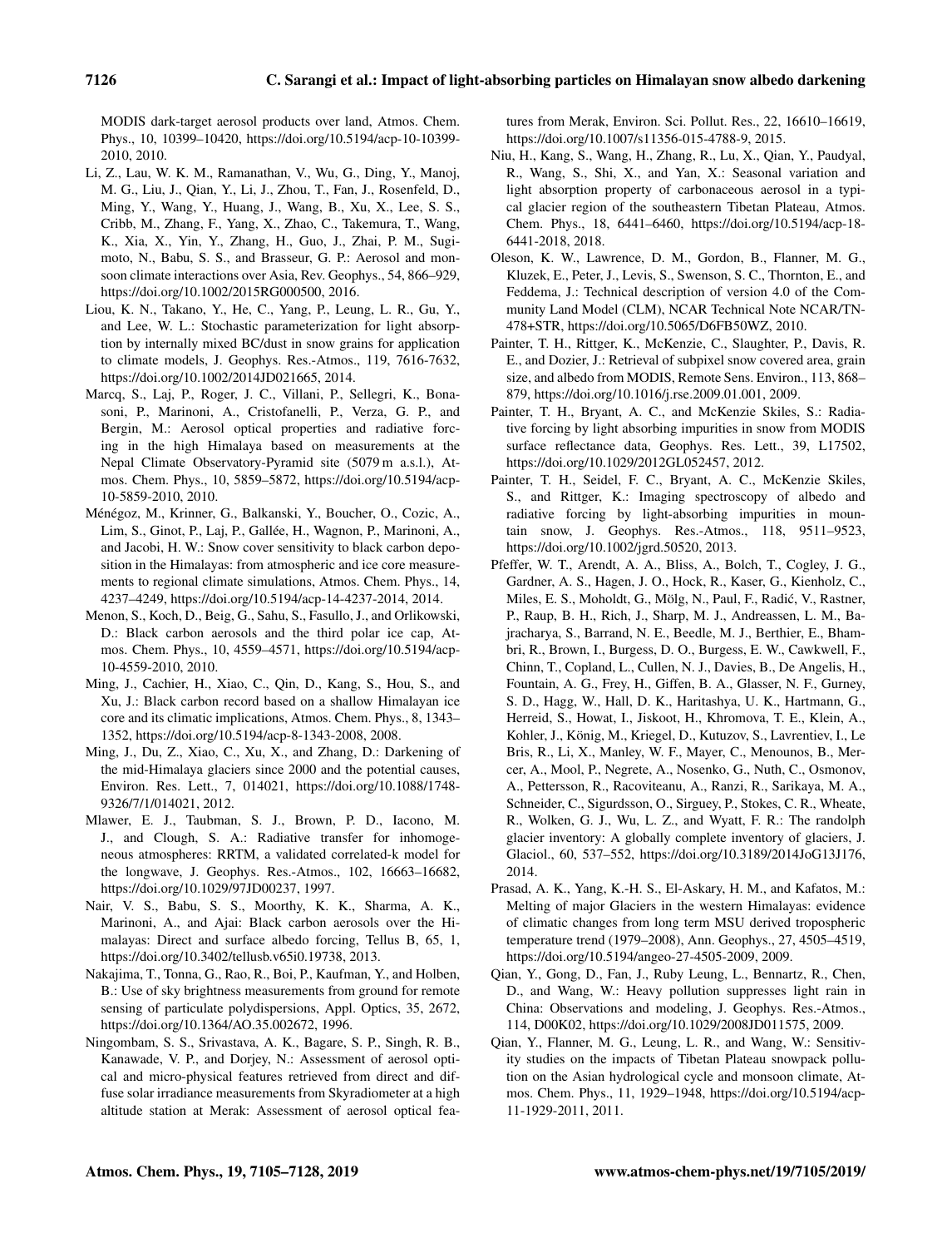MODIS dark-target aerosol products over land, Atmos. Chem. Phys., 10, 10399–10420, https://doi.org/10.5194/acp-10-10399-2010, 2010.

Li, Z., Lau, W. K. M., Ramanathan, V., Wu, G., Ding, Y., Manoj, M. G., Liu, J., Qian, Y., Li, J., Zhou, T., Fan, J., Rosenfeld, D., Ming, Y., Wang, Y., Huang, J., Wang, B., Xu, X., Lee, S. S., Cribb, M., Zhang, F., Yang, X., Zhao, C., Takemura, T., Wang, K., Xia, X., Yin, Y., Zhang, H., Guo, J., Zhai, P. M., Sugimoto, N., Babu, S. S., and Brasseur, G. P.: Aerosol and monsoon climate interactions over Asia, Rev. Geophys., 54, 866–929, https://doi.org/10.1002/2015RG000500, 2016.

Liou, K. N., Takano, Y., He, C., Yang, P., Leung, L. R., Gu, Y., and Lee, W. L.: Stochastic parameterization for light absorption by internally mixed BC/dust in snow grains for application to climate models, J. Geophys. Res.-Atmos., 119, 7616-7632, https://doi.org/10.1002/2014JD021665, 2014.

Marcq, S., Laj, P., Roger, J. C., Villani, P., Sellegri, K., Bonasoni, P., Marinoni, A., Cristofanelli, P., Verza, G. P., and Bergin, M.: Aerosol optical properties and radiative forcing in the high Himalaya based on measurements at the Nepal Climate Observatory-Pyramid site (5079 m a.s.l.), Atmos. Chem. Phys., 10, 5859–5872, https://doi.org/10.5194/acp-10-5859-2010, 2010.

Ménégoz, M., Krinner, G., Balkanski, Y., Boucher, O., Cozic, A., Lim, S., Ginot, P., Laj, P., Gallée, H., Wagnon, P., Marinoni, A., and Jacobi, H. W.: Snow cover sensitivity to black carbon deposition in the Himalayas: from atmospheric and ice core measurements to regional climate simulations, Atmos. Chem. Phys., 14, 4237–4249, https://doi.org/10.5194/acp-14-4237-2014, 2014.

Menon, S., Koch, D., Beig, G., Sahu, S., Fasullo, J., and Orlikowski, D.: Black carbon aerosols and the third polar ice cap, Atmos. Chem. Phys., 10, 4559–4571, https://doi.org/10.5194/acp-10-4559-2010, 2010.

Ming, J., Cachier, H., Xiao, C., Qin, D., Kang, S., Hou, S., and Xu, J.: Black carbon record based on a shallow Himalayan ice core and its climatic implications, Atmos. Chem. Phys., 8, 1343–1352, https://doi.org/10.5194/acp-8-1343-2008, 2008.

Ming, J., Du, Z., Xiao, C., Xu, X., and Zhang, D.: Darkening of the mid-Himalaya glaciers since 2000 and the potential causes, Environ. Res. Lett., 7, 014021, https://doi.org/10.1088/1748-9326/7/1/014021, 2012.

Mlawer, E. J., Taubman, S. J., Brown, P. D., Iacono, M. J., and Clough, S. A.: Radiative transfer for inhomogeneous atmospheres: RRTM, a validated correlated-k model for the longwave, J. Geophys. Res.-Atmos., 102, 16663–16682, https://doi.org/10.1029/97JD00237, 1997.

Nair, V. S., Babu, S. S., Moorthy, K. K., Sharma, A. K., Marinoni, A., and Ajai: Black carbon aerosols over the Himalayas: Direct and surface albedo forcing, Tellus B, 65, 1, https://doi.org/10.3402/tellusb.v65i0.19738, 2013.

Nakajima, T., Tonna, G., Rao, R., Boi, P., Kaufman, Y., and Holben, B.: Use of sky brightness measurements from ground for remote sensing of particulate polydispersions, Appl. Optics, 35, 2672, https://doi.org/10.1364/AO.35.002672, 1996.

Ningombam, S. S., Srivastava, A. K., Bagare, S. P., Singh, R. B., Kanawade, V. P., and Dorjey, N.: Assessment of aerosol optical and micro-physical features retrieved from direct and diffuse solar irradiance measurements from Skyradiometer at a high altitude station at Merak: Assessment of aerosol optical features from Merak, Environ. Sci. Pollut. Res., 22, 16610–16619, https://doi.org/10.1007/s11356-015-4788-9, 2015.

Niu, H., Kang, S., Wang, H., Zhang, R., Lu, X., Qian, Y., Paudyal, R., Wang, S., Shi, X., and Yan, X.: Seasonal variation and light absorption property of carbonaceous aerosol in a typical glacier region of the southeastern Tibetan Plateau, Atmos. Chem. Phys., 18, 6441–6460, https://doi.org/10.5194/acp-18-6441-2018, 2018.

Oleson, K. W., Lawrence, D. M., Gordon, B., Flanner, M. G., Kluzek, E., Peter, J., Levis, S., Swenson, S. C., Thornton, E., and Feddema, J.: Technical description of version 4.0 of the Community Land Model (CLM), NCAR Technical Note NCAR/TN-478+STR, https://doi.org/10.5065/D6FB50WZ, 2010.

Painter, T. H., Rittger, K., McKenzie, C., Slaughter, P., Davis, R. E., and Dozier, J.: Retrieval of subpixel snow covered area, grain size, and albedo from MODIS, Remote Sens. Environ., 113, 868–879, https://doi.org/10.1016/j.rse.2009.01.001, 2009.

Painter, T. H., Bryant, A. C., and McKenzie Skiles, S.: Radiative forcing by light absorbing impurities in snow from MODIS surface reflectance data, Geophys. Res. Lett., 39, L17502, https://doi.org/10.1029/2012GL052457, 2012.

Painter, T. H., Seidel, F. C., Bryant, A. C., McKenzie Skiles, S., and Rittger, K.: Imaging spectroscopy of albedo and radiative forcing by light-absorbing impurities in mountain snow, J. Geophys. Res.-Atmos., 118, 9511–9523, https://doi.org/10.1002/jgrd.50520, 2013.

Pfeffer, W. T., Arendt, A. A., Bliss, A., Bolch, T., Cogley, J. G., Gardner, A. S., Hagen, J. O., Hock, R., Kaser, G., Kienholz, C., Miles, E. S., Moholdt, G., Mölg, N., Paul, F., Radić, V., Rastner, P., Raup, B. H., Rich, J., Sharp, M. J., Andreassen, L. M., Bajracharya, S., Barrand, N. E., Beedle, M. J., Berthier, E., Bhambri, R., Brown, I., Burgess, D. O., Burgess, E. W., Cawkwell, F., Chinn, T., Copland, L., Cullen, N. J., Davies, B., De Angelis, H., Fountain, A. G., Frey, H., Giffen, B. A., Glasser, N. F., Gurney, S. D., Hagg, W., Hall, D. K., Haritashya, U. K., Hartmann, G., Herreid, S., Howat, I., Jiskoot, H., Khromova, T. E., Klein, A., Kohler, J., König, M., Kriegel, D., Kutuzov, S., Lavrentiev, I., Le Bris, R., Li, X., Manley, W. F., Mayer, C., Menounos, B., Mercer, A., Mool, P., Negrete, A., Nosenko, G., Nuth, C., Osmonov, A., Pettersson, R., Racoviteanu, A., Ranzi, R., Sarikaya, M. A., Schneider, C., Sigurdsson, O., Sirguey, P., Stokes, C. R., Wheate, R., Wolken, G. J., Wu, L. Z., and Wyatt, F. R.: The randolph glacier inventory: A globally complete inventory of glaciers, J. Glaciol., 60, 537–552, https://doi.org/10.3189/2014JoG13J176, 2014.

Prasad, A. K., Yang, K.-H. S., El-Askary, H. M., and Kafatos, M.: Melting of major Glaciers in the western Himalayas: evidence of climatic changes from long term MSU derived tropospheric temperature trend (1979–2008), Ann. Geophys., 27, 4505–4519, https://doi.org/10.5194/angeo-27-4505-2009, 2009.

Qian, Y., Gong, D., Fan, J., Ruby Leung, L., Bennartz, R., Chen, D., and Wang, W.: Heavy pollution suppresses light rain in China: Observations and modeling, J. Geophys. Res.-Atmos., 114, D00K02, https://doi.org/10.1029/2008JD011575, 2009.

Qian, Y., Flanner, M. G., Leung, L. R., and Wang, W.: Sensitivity studies on the impacts of Tibetan Plateau snowpack pollution on the Asian hydrological cycle and monsoon climate, Atmos. Chem. Phys., 11, 1929–1948, https://doi.org/10.5194/acp-11-1929-2011, 2011.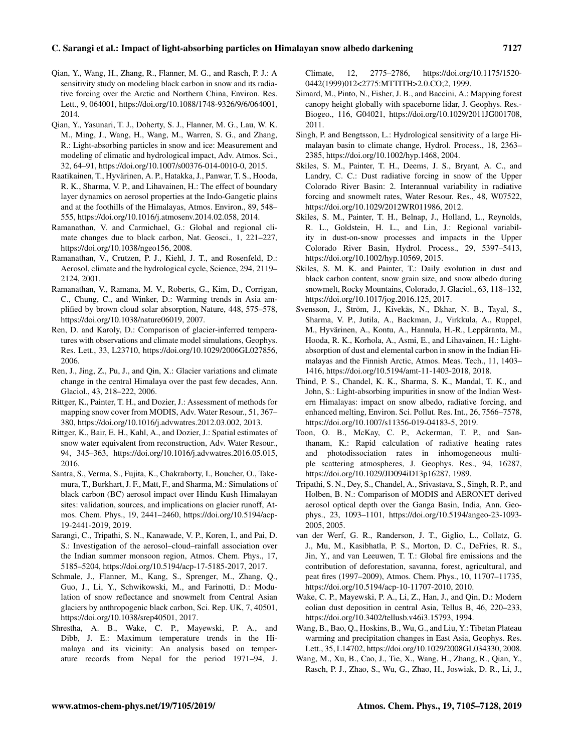Qian, Y., Wang, H., Zhang, R., Flanner, M. G., and Rasch, P. J.: A sensitivity study on modeling black carbon in snow and its radiative forcing over the Arctic and Northern China, Environ. Res. Lett., 9, 064001, https://doi.org/10.1088/1748-9326/9/6/064001, 2014.

Qian, Y., Yasunari, T. J., Doherty, S. J., Flanner, M. G., Lau, W. K. M., Ming, J., Wang, H., Wang, M., Warren, S. G., and Zhang, R.: Light-absorbing particles in snow and ice: Measurement and modeling of climatic and hydrological impact, Adv. Atmos. Sci., 32, 64–91, https://doi.org/10.1007/s00376-014-0010-0, 2015.

Raatikainen, T., Hyvärinen, A. P., Hatakka, J., Panwar, T. S., Hooda, R. K., Sharma, V. P., and Lihavainen, H.: The effect of boundary layer dynamics on aerosol properties at the Indo-Gangetic plains and at the foothills of the Himalayas, Atmos. Environ., 89, 548–555, https://doi.org/10.1016/j.atmosenv.2014.02.058, 2014.

Ramanathan, V. and Carmichael, G.: Global and regional climate changes due to black carbon, Nat. Geosci., 1, 221–227, https://doi.org/10.1038/ngeo156, 2008.

Ramanathan, V., Crutzen, P. J., Kiehl, J. T., and Rosenfeld, D.: Aerosol, climate and the hydrological cycle, Science, 294, 2119–2124, 2001.

Ramanathan, V., Ramana, M. V., Roberts, G., Kim, D., Corrigan, C., Chung, C., and Winker, D.: Warming trends in Asia amplified by brown cloud solar absorption, Nature, 448, 575–578, https://doi.org/10.1038/nature06019, 2007.

Ren, D. and Karoly, D.: Comparison of glacier-inferred temperatures with observations and climate model simulations, Geophys. Res. Lett., 33, L23710, https://doi.org/10.1029/2006GL027856, 2006.

Ren, J., Jing, Z., Pu, J., and Qin, X.: Glacier variations and climate change in the central Himalaya over the past few decades, Ann. Glaciol., 43, 218–222, 2006.

Rittger, K., Painter, T. H., and Dozier, J.: Assessment of methods for mapping snow cover from MODIS, Adv. Water Resour., 51, 367–380, https://doi.org/10.1016/j.advwatres.2012.03.002, 2013.

Rittger, K., Bair, E. H., Kahl, A., and Dozier, J.: Spatial estimates of snow water equivalent from reconstruction, Adv. Water Resour., 94, 345–363, https://doi.org/10.1016/j.advwatres.2016.05.015, 2016.

Santra, S., Verma, S., Fujita, K., Chakraborty, I., Boucher, O., Takemura, T., Burkhart, J. F., Matt, F., and Sharma, M.: Simulations of black carbon (BC) aerosol impact over Hindu Kush Himalayan sites: validation, sources, and implications on glacier runoff, Atmos. Chem. Phys., 19, 2441–2460, https://doi.org/10.5194/acp-19-2441-2019, 2019.

Sarangi, C., Tripathi, S. N., Kanawade, V. P., Koren, I., and Pai, D. S.: Investigation of the aerosol–cloud–rainfall association over the Indian summer monsoon region, Atmos. Chem. Phys., 17, 5185–5204, https://doi.org/10.5194/acp-17-5185-2017, 2017.

Schmale, J., Flanner, M., Kang, S., Sprenger, M., Zhang, Q., Guo, J., Li, Y., Schwikowski, M., and Farinotti, D.: Modulation of snow reflectance and snowmelt from Central Asian glaciers by anthropogenic black carbon, Sci. Rep. UK, 7, 40501, https://doi.org/10.1038/srep40501, 2017.

Shrestha, A. B., Wake, C. P., Mayewski, P. A., and Dibb, J. E.: Maximum temperature trends in the Himalaya and its vicinity: An analysis based on temperature records from Nepal for the period 1971–94, J. Climate, 12, 2775–2786, https://doi.org/10.1175/1520-0442(1999)012<2775:MTTITH>2.0.CO;2, 1999.

Simard, M., Pinto, N., Fisher, J. B., and Baccini, A.: Mapping forest canopy height globally with spaceborne lidar, J. Geophys. Res.-Biogeo., 116, G04021, https://doi.org/10.1029/2011JG001708, 2011.

Singh, P. and Bengtsson, L.: Hydrological sensitivity of a large Himalayan basin to climate change, Hydrol. Process., 18, 2363–2385, https://doi.org/10.1002/hyp.1468, 2004.

Skiles, S. M., Painter, T. H., Deems, J. S., Bryant, A. C., and Landry, C. C.: Dust radiative forcing in snow of the Upper Colorado River Basin: 2. Interannual variability in radiative forcing and snowmelt rates, Water Resour. Res., 48, W07522, https://doi.org/10.1029/2012WR011986, 2012.

Skiles, S. M., Painter, T. H., Belnap, J., Holland, L., Reynolds, R. L., Goldstein, H. L., and Lin, J.: Regional variability in dust-on-snow processes and impacts in the Upper Colorado River Basin, Hydrol. Process., 29, 5397–5413, https://doi.org/10.1002/hyp.10569, 2015.

Skiles, S. M. K. and Painter, T.: Daily evolution in dust and black carbon content, snow grain size, and snow albedo during snowmelt, Rocky Mountains, Colorado, J. Glaciol., 63, 118–132, https://doi.org/10.1017/jog.2016.125, 2017.

Svensson, J., Ström, J., Kivekäs, N., Dkhar, N. B., Tayal, S., Sharma, V. P., Jutila, A., Backman, J., Virkkula, A., Ruppel, M., Hyvärinen, A., Kontu, A., Hannula, H.-R., Leppäranta, M., Hooda, R. K., Korhola, A., Asmi, E., and Lihavainen, H.: Light-absorption of dust and elemental carbon in snow in the Indian Himalayas and the Finnish Arctic, Atmos. Meas. Tech., 11, 1403–1416, https://doi.org/10.5194/amt-11-1403-2018, 2018.

Thind, P. S., Chandel, K. K., Sharma, S. K., Mandal, T. K., and John, S.: Light-absorbing impurities in snow of the Indian Western Himalayas: impact on snow albedo, radiative forcing, and enhanced melting, Environ. Sci. Pollut. Res. Int., 26, 7566–7578, https://doi.org/10.1007/s11356-019-04183-5, 2019.

Toon, O. B., McKay, C. P., Ackerman, T. P., and Santhanam, K.: Rapid calculation of radiative heating rates and photodissociation rates in inhomogeneous multiple scattering atmospheres, J. Geophys. Res., 94, 16287, https://doi.org/10.1029/JD094iD13p16287, 1989.

Tripathi, S. N., Dey, S., Chandel, A., Srivastava, S., Singh, R. P., and Holben, B. N.: Comparison of MODIS and AERONET derived aerosol optical depth over the Ganga Basin, India, Ann. Geophys., 23, 1093–1101, https://doi.org/10.5194/angeo-23-1093-2005, 2005.

van der Werf, G. R., Randerson, J. T., Giglio, L., Collatz, G. J., Mu, M., Kasibhatla, P. S., Morton, D. C., DeFries, R. S., Jin, Y., and van Leeuwen, T. T.: Global fire emissions and the contribution of deforestation, savanna, forest, agricultural, and peat fires (1997–2009), Atmos. Chem. Phys., 10, 11707–11735, https://doi.org/10.5194/acp-10-11707-2010, 2010.

Wake, C. P., Mayewski, P. A., Li, Z., Han, J., and Qin, D.: Modern eolian dust deposition in central Asia, Tellus B, 46, 220–233, https://doi.org/10.3402/tellusb.v46i3.15793, 1994.

Wang, B., Bao, Q., Hoskins, B., Wu, G., and Liu, Y.: Tibetan Plateau warming and precipitation changes in East Asia, Geophys. Res. Lett., 35, L14702, https://doi.org/10.1029/2008GL034330, 2008.

Wang, M., Xu, B., Cao, J., Tie, X., Wang, H., Zhang, R., Qian, Y., Rasch, P. J., Zhao, S., Wu, G., Zhao, H., Joswiak, D. R., Li, J.,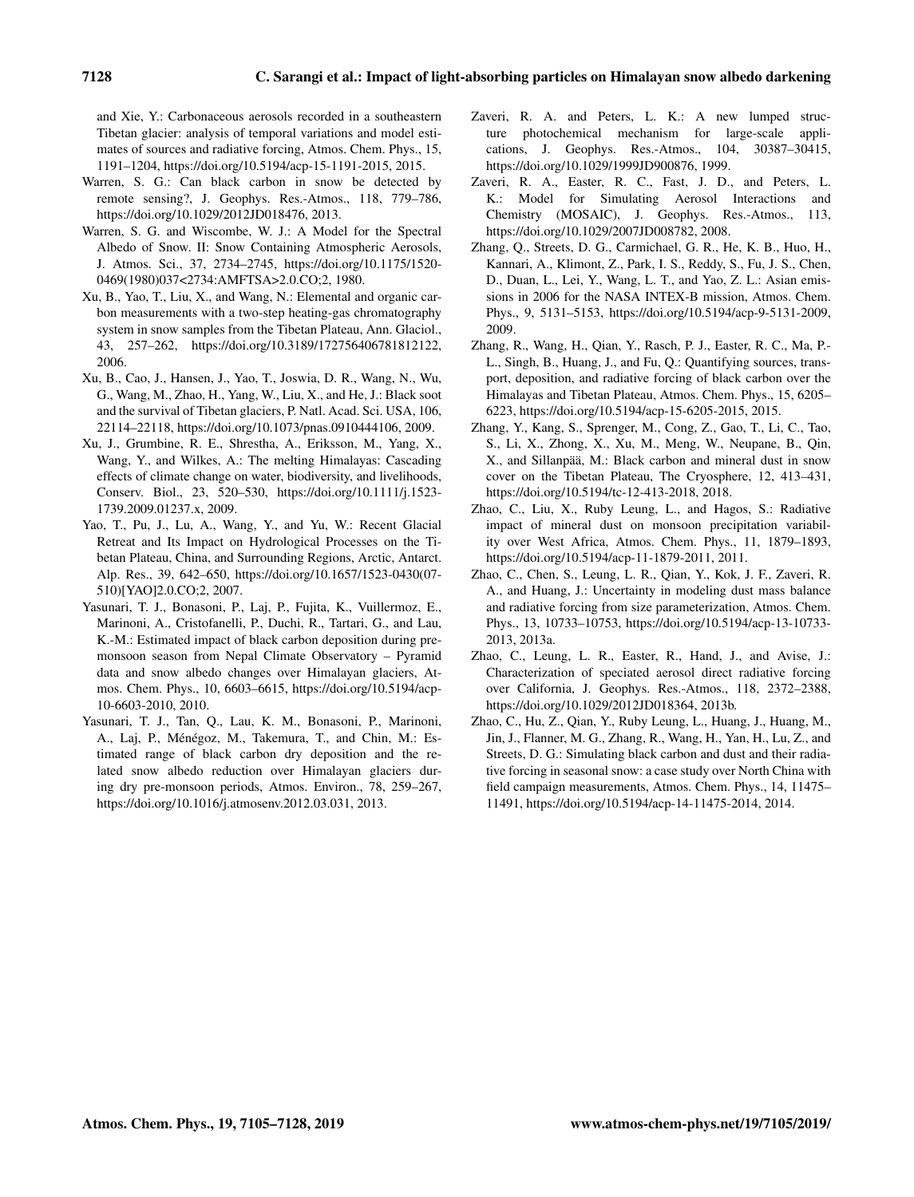and Xie, Y.: Carbonaceous aerosols recorded in a southeastern Tibetan glacier: analysis of temporal variations and model estimates of sources and radiative forcing, Atmos. Chem. Phys., 15, 1191–1204, https://doi.org/10.5194/acp-15-1191-2015, 2015.

Warren, S. G.: Can black carbon in snow be detected by remote sensing?, J. Geophys. Res.-Atmos., 118, 779–786, https://doi.org/10.1029/2012JD018476, 2013.

Warren, S. G. and Wiscombe, W. J.: A Model for the Spectral Albedo of Snow. II: Snow Containing Atmospheric Aerosols, J. Atmos. Sci., 37, 2734–2745, https://doi.org/10.1175/1520-0469(1980)037<2734:AMFTSA>2.0.CO;2, 1980.

Xu, B., Yao, T., Liu, X., and Wang, N.: Elemental and organic carbon measurements with a two-step heating-gas chromatography system in snow samples from the Tibetan Plateau, Ann. Glaciol., 43, 257–262, https://doi.org/10.3189/172756406781812122, 2006.

Xu, B., Cao, J., Hansen, J., Yao, T., Joswia, D. R., Wang, N., Wu, G., Wang, M., Zhao, H., Yang, W., Liu, X., and He, J.: Black soot and the survival of Tibetan glaciers, P. Natl. Acad. Sci. USA, 106, 22114–22118, https://doi.org/10.1073/pnas.0910444106, 2009.

Xu, J., Grumbine, R. E., Shrestha, A., Eriksson, M., Yang, X., Wang, Y., and Wilkes, A.: The melting Himalayas: Cascading effects of climate change on water, biodiversity, and livelihoods, Conserv. Biol., 23, 520–530, https://doi.org/10.1111/j.1523-1739.2009.01237.x, 2009.

Yao, T., Pu, J., Lu, A., Wang, Y., and Yu, W.: Recent Glacial Retreat and Its Impact on Hydrological Processes on the Tibetan Plateau, China, and Surrounding Regions, Arctic, Antarct. Alp. Res., 39, 642–650, https://doi.org/10.1657/1523-0430(07-510)[YAO]2.0.CO;2, 2007.

Yasunari, T. J., Bonasoni, P., Laj, P., Fujita, K., Vuillermoz, E., Marinoni, A., Cristofanelli, P., Duchi, R., Tartari, G., and Lau, K.-M.: Estimated impact of black carbon deposition during pre-monsoon season from Nepal Climate Observatory – Pyramid data and snow albedo changes over Himalayan glaciers, Atmos. Chem. Phys., 10, 6603–6615, https://doi.org/10.5194/acp-10-6603-2010, 2010.

Yasunari, T. J., Tan, Q., Lau, K. M., Bonasoni, P., Marinoni, A., Laj, P., Ménégoz, M., Takemura, T., and Chin, M.: Estimated range of black carbon dry deposition and the related snow albedo reduction over Himalayan glaciers during dry pre-monsoon periods, Atmos. Environ., 78, 259–267, https://doi.org/10.1016/j.atmosenv.2012.03.031, 2013.

Zaveri, R. A. and Peters, L. K.: A new lumped structure photochemical mechanism for large-scale applications, J. Geophys. Res.-Atmos., 104, 30387–30415, https://doi.org/10.1029/1999JD900876, 1999.

Zaveri, R. A., Easter, R. C., Fast, J. D., and Peters, L. K.: Model for Simulating Aerosol Interactions and Chemistry (MOSAIC), J. Geophys. Res.-Atmos., 113, https://doi.org/10.1029/2007JD008782, 2008.

Zhang, Q., Streets, D. G., Carmichael, G. R., He, K. B., Huo, H., Kannari, A., Klimont, Z., Park, I. S., Reddy, S., Fu, J. S., Chen, D., Duan, L., Lei, Y., Wang, L. T., and Yao, Z. L.: Asian emissions in 2006 for the NASA INTEX-B mission, Atmos. Chem. Phys., 9, 5131–5153, https://doi.org/10.5194/acp-9-5131-2009, 2009.

Zhang, R., Wang, H., Qian, Y., Rasch, P. J., Easter, R. C., Ma, P.-L., Singh, B., Huang, J., and Fu, Q.: Quantifying sources, transport, deposition, and radiative forcing of black carbon over the Himalayas and Tibetan Plateau, Atmos. Chem. Phys., 15, 6205–6223, https://doi.org/10.5194/acp-15-6205-2015, 2015.

Zhang, Y., Kang, S., Sprenger, M., Cong, Z., Gao, T., Li, C., Tao, S., Li, X., Zhong, X., Xu, M., Meng, W., Neupane, B., Qin, X., and Sillanpää, M.: Black carbon and mineral dust in snow cover on the Tibetan Plateau, The Cryosphere, 12, 413–431, https://doi.org/10.5194/tc-12-413-2018, 2018.

Zhao, C., Liu, X., Ruby Leung, L., and Hagos, S.: Radiative impact of mineral dust on monsoon precipitation variability over West Africa, Atmos. Chem. Phys., 11, 1879–1893, https://doi.org/10.5194/acp-11-1879-2011, 2011.

Zhao, C., Chen, S., Leung, L. R., Qian, Y., Kok, J. F., Zaveri, R. A., and Huang, J.: Uncertainty in modeling dust mass balance and radiative forcing from size parameterization, Atmos. Chem. Phys., 13, 10733–10753, https://doi.org/10.5194/acp-13-10733-2013, 2013a.

Zhao, C., Leung, L. R., Easter, R., Hand, J., and Avise, J.: Characterization of speciated aerosol direct radiative forcing over California, J. Geophys. Res.-Atmos., 118, 2372–2388, https://doi.org/10.1029/2012JD018364, 2013b.

Zhao, C., Hu, Z., Qian, Y., Ruby Leung, L., Huang, J., Huang, M., Jin, J., Flanner, M. G., Zhang, R., Wang, H., Yan, H., Lu, Z., and Streets, D. G.: Simulating black carbon and dust and their radiative forcing in seasonal snow: a case study over North China with field campaign measurements, Atmos. Chem. Phys., 14, 11475–11491, https://doi.org/10.5194/acp-14-11475-2014, 2014.